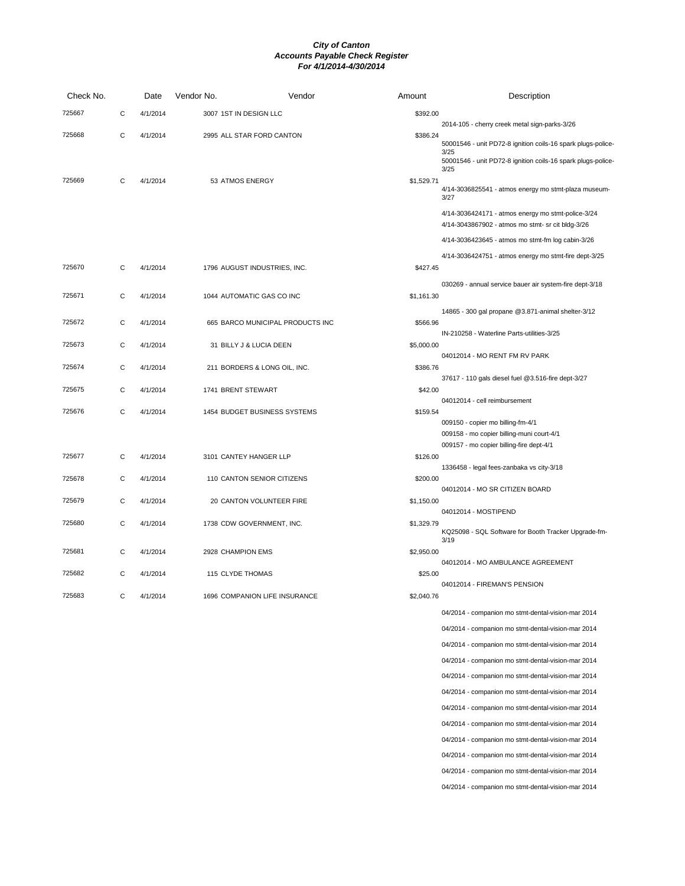***City of Canton***
***Accounts Payable Check Register***
***For 4/1/2014-4/30/2014***

| Check No. | | Date | Vendor No. | Vendor | Amount | Description |
|---|---|---|---|---|---|---|
| 725667 | C | 4/1/2014 | 3007 | 1ST IN DESIGN LLC | $392.00 | |
| | | | | | | 2014-105 - cherry creek metal sign-parks-3/26 |
| 725668 | C | 4/1/2014 | 2995 | ALL STAR FORD CANTON | $386.24 | |
| | | | | | | 50001546 - unit PD72-8 ignition coils-16 spark plugs-police-3/25 |
| | | | | | | 50001546 - unit PD72-8 ignition coils-16 spark plugs-police-3/25 |
| 725669 | C | 4/1/2014 | 53 | ATMOS ENERGY | $1,529.71 | |
| | | | | | | 4/14-3036825541 - atmos energy mo stmt-plaza museum-3/27 |
| | | | | | | 4/14-3036424171 - atmos energy mo stmt-police-3/24 |
| | | | | | | 4/14-3043867902 - atmos mo stmt- sr cit bldg-3/26 |
| | | | | | | 4/14-3036423645 - atmos mo stmt-fm log cabin-3/26 |
| | | | | | | 4/14-3036424751 - atmos energy mo stmt-fire dept-3/25 |
| 725670 | C | 4/1/2014 | 1796 | AUGUST INDUSTRIES, INC. | $427.45 | |
| | | | | | | 030269 - annual service bauer air system-fire dept-3/18 |
| 725671 | C | 4/1/2014 | 1044 | AUTOMATIC GAS CO INC | $1,161.30 | |
| | | | | | | 14865 - 300 gal propane @3.871-animal shelter-3/12 |
| 725672 | C | 4/1/2014 | 665 | BARCO MUNICIPAL PRODUCTS INC | $566.96 | |
| | | | | | | IN-210258 - Waterline Parts-utilities-3/25 |
| 725673 | C | 4/1/2014 | 31 | BILLY J & LUCIA DEEN | $5,000.00 | |
| | | | | | | 04012014 - MO RENT FM RV PARK |
| 725674 | C | 4/1/2014 | 211 | BORDERS & LONG OIL, INC. | $386.76 | |
| | | | | | | 37617 - 110 gals diesel fuel @3.516-fire dept-3/27 |
| 725675 | C | 4/1/2014 | 1741 | BRENT STEWART | $42.00 | |
| | | | | | | 04012014 - cell reimbursement |
| 725676 | C | 4/1/2014 | 1454 | BUDGET BUSINESS SYSTEMS | $159.54 | |
| | | | | | | 009150 - copier mo billing-fm-4/1 |
| | | | | | | 009158 - mo copier billing-muni court-4/1 |
| | | | | | | 009157 - mo copier billing-fire dept-4/1 |
| 725677 | C | 4/1/2014 | 3101 | CANTEY HANGER LLP | $126.00 | |
| | | | | | | 1336458 - legal fees-zanbaka vs city-3/18 |
| 725678 | C | 4/1/2014 | 110 | CANTON SENIOR CITIZENS | $200.00 | |
| | | | | | | 04012014 - MO SR CITIZEN BOARD |
| 725679 | C | 4/1/2014 | 20 | CANTON VOLUNTEER FIRE | $1,150.00 | |
| | | | | | | 04012014 - MOSTIPEND |
| 725680 | C | 4/1/2014 | 1738 | CDW GOVERNMENT, INC. | $1,329.79 | |
| | | | | | | KQ25098 - SQL Software for Booth Tracker Upgrade-fm-3/19 |
| 725681 | C | 4/1/2014 | 2928 | CHAMPION EMS | $2,950.00 | |
| | | | | | | 04012014 - MO AMBULANCE AGREEMENT |
| 725682 | C | 4/1/2014 | 115 | CLYDE THOMAS | $25.00 | |
| | | | | | | 04012014 - FIREMAN'S PENSION |
| 725683 | C | 4/1/2014 | 1696 | COMPANION LIFE INSURANCE | $2,040.76 | |
| | | | | | | 04/2014 - companion mo stmt-dental-vision-mar 2014 |
| | | | | | | 04/2014 - companion mo stmt-dental-vision-mar 2014 |
| | | | | | | 04/2014 - companion mo stmt-dental-vision-mar 2014 |
| | | | | | | 04/2014 - companion mo stmt-dental-vision-mar 2014 |
| | | | | | | 04/2014 - companion mo stmt-dental-vision-mar 2014 |
| | | | | | | 04/2014 - companion mo stmt-dental-vision-mar 2014 |
| | | | | | | 04/2014 - companion mo stmt-dental-vision-mar 2014 |
| | | | | | | 04/2014 - companion mo stmt-dental-vision-mar 2014 |
| | | | | | | 04/2014 - companion mo stmt-dental-vision-mar 2014 |
| | | | | | | 04/2014 - companion mo stmt-dental-vision-mar 2014 |
| | | | | | | 04/2014 - companion mo stmt-dental-vision-mar 2014 |
| | | | | | | 04/2014 - companion mo stmt-dental-vision-mar 2014 |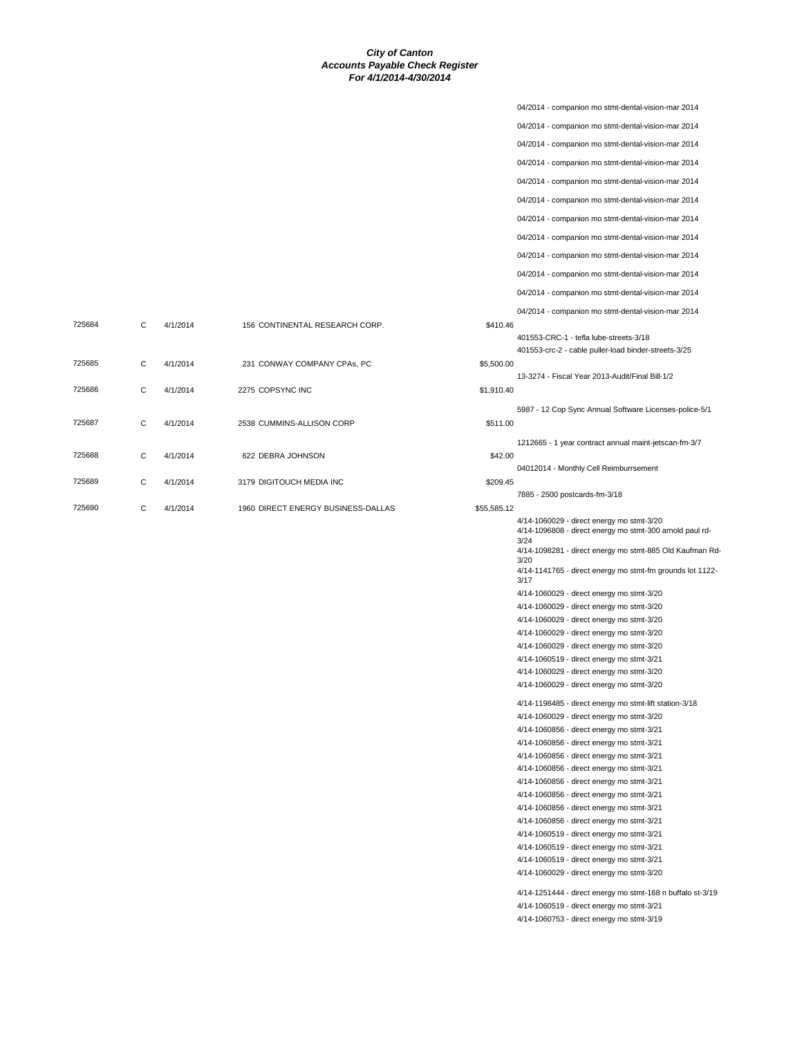**City of Canton**
**Accounts Payable Check Register**
**For 4/1/2014-4/30/2014**

| Check # | Type | Date | Vendor | Amount | Description |
|---|---|---|---|---|---|
| | | | | | 04/2014 - companion mo stmt-dental-vision-mar 2014 |
| | | | | | 04/2014 - companion mo stmt-dental-vision-mar 2014 |
| | | | | | 04/2014 - companion mo stmt-dental-vision-mar 2014 |
| | | | | | 04/2014 - companion mo stmt-dental-vision-mar 2014 |
| | | | | | 04/2014 - companion mo stmt-dental-vision-mar 2014 |
| | | | | | 04/2014 - companion mo stmt-dental-vision-mar 2014 |
| | | | | | 04/2014 - companion mo stmt-dental-vision-mar 2014 |
| | | | | | 04/2014 - companion mo stmt-dental-vision-mar 2014 |
| | | | | | 04/2014 - companion mo stmt-dental-vision-mar 2014 |
| | | | | | 04/2014 - companion mo stmt-dental-vision-mar 2014 |
| | | | | | 04/2014 - companion mo stmt-dental-vision-mar 2014 |
| | | | | | 04/2014 - companion mo stmt-dental-vision-mar 2014 |
| 725684 | C | 4/1/2014 | 156 CONTINENTAL RESEARCH CORP. | $410.46 | |
| | | | | | 401553-CRC-1 - tefla lube-streets-3/18 |
| | | | | | 401553-crc-2 - cable puller-load binder-streets-3/25 |
| 725685 | C | 4/1/2014 | 231 CONWAY COMPANY CPAs, PC | $5,500.00 | |
| | | | | | 13-3274 - Fiscal Year 2013-Audit/Final Bill-1/2 |
| 725686 | C | 4/1/2014 | 2275 COPSYNC INC | $1,910.40 | |
| | | | | | 5987 - 12 Cop Sync Annual Software Licenses-police-5/1 |
| 725687 | C | 4/1/2014 | 2538 CUMMINS-ALLISON CORP | $511.00 | |
| | | | | | 1212665 - 1 year contract annual maint-jetscan-fm-3/7 |
| 725688 | C | 4/1/2014 | 622 DEBRA JOHNSON | $42.00 | |
| | | | | | 04012014 - Monthly Cell Reimburrsement |
| 725689 | C | 4/1/2014 | 3179 DIGITOUCH MEDIA INC | $209.45 | |
| | | | | | 7885 - 2500 postcards-fm-3/18 |
| 725690 | C | 4/1/2014 | 1960 DIRECT ENERGY BUSINESS-DALLAS | $55,585.12 | |
| | | | | | 4/14-1060029 - direct energy mo stmt-3/20 |
| | | | | | 4/14-1096808 - direct energy mo stmt-300 arnold paul rd-3/24 |
| | | | | | 4/14-1098281 - direct energy mo stmt-885 Old Kaufman Rd-3/20 |
| | | | | | 4/14-1141765 - direct energy mo stmt-fm grounds lot 1122-3/17 |
| | | | | | 4/14-1060029 - direct energy mo stmt-3/20 |
| | | | | | 4/14-1060029 - direct energy mo stmt-3/20 |
| | | | | | 4/14-1060029 - direct energy mo stmt-3/20 |
| | | | | | 4/14-1060029 - direct energy mo stmt-3/20 |
| | | | | | 4/14-1060029 - direct energy mo stmt-3/20 |
| | | | | | 4/14-1060519 - direct energy mo stmt-3/21 |
| | | | | | 4/14-1060029 - direct energy mo stmt-3/20 |
| | | | | | 4/14-1060029 - direct energy mo stmt-3/20 |
| | | | | | 4/14-1198485 - direct energy mo stmt-lift station-3/18 |
| | | | | | 4/14-1060029 - direct energy mo stmt-3/20 |
| | | | | | 4/14-1060856 - direct energy mo stmt-3/21 |
| | | | | | 4/14-1060856 - direct energy mo stmt-3/21 |
| | | | | | 4/14-1060856 - direct energy mo stmt-3/21 |
| | | | | | 4/14-1060856 - direct energy mo stmt-3/21 |
| | | | | | 4/14-1060856 - direct energy mo stmt-3/21 |
| | | | | | 4/14-1060856 - direct energy mo stmt-3/21 |
| | | | | | 4/14-1060856 - direct energy mo stmt-3/21 |
| | | | | | 4/14-1060856 - direct energy mo stmt-3/21 |
| | | | | | 4/14-1060519 - direct energy mo stmt-3/21 |
| | | | | | 4/14-1060519 - direct energy mo stmt-3/21 |
| | | | | | 4/14-1060519 - direct energy mo stmt-3/21 |
| | | | | | 4/14-1060029 - direct energy mo stmt-3/20 |
| | | | | | 4/14-1251444 - direct energy mo stmt-168 n buffalo st-3/19 |
| | | | | | 4/14-1060519 - direct energy mo stmt-3/21 |
| | | | | | 4/14-1060753 - direct energy mo stmt-3/19 |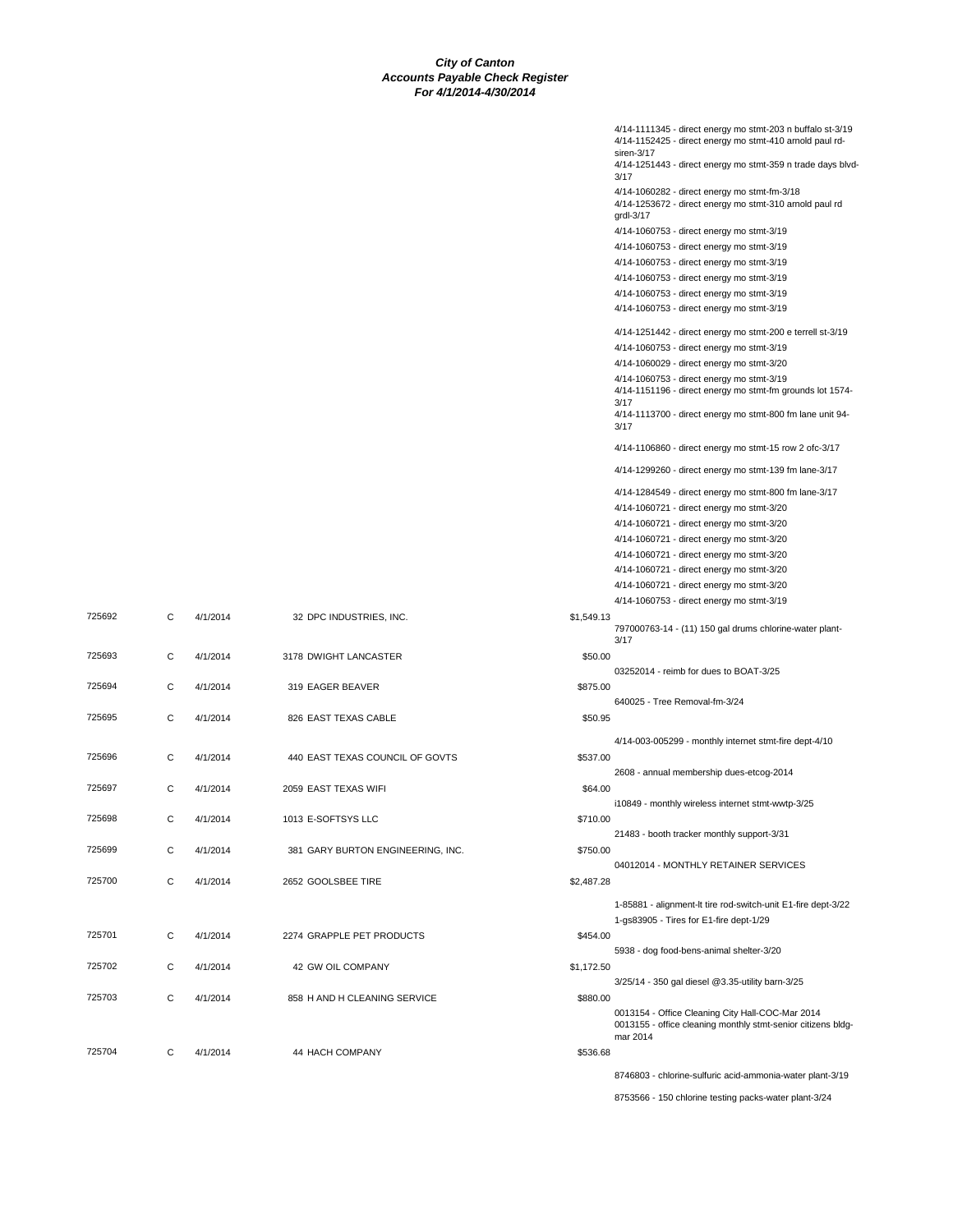# City of Canton
## Accounts Payable Check Register
### For 4/1/2014-4/30/2014

| Check # | Type | Date | Vendor | Amount | Description |
|---|---|---|---|---|---|
| | | | | | 4/14-1111345 - direct energy mo stmt-203 n buffalo st-3/19 |
| | | | | | 4/14-1152425 - direct energy mo stmt-410 arnold paul rd-siren-3/17 |
| | | | | | 4/14-1251443 - direct energy mo stmt-359 n trade days blvd-3/17 |
| | | | | | 4/14-1060282 - direct energy mo stmt-fm-3/18 |
| | | | | | 4/14-1253672 - direct energy mo stmt-310 arnold paul rd grdl-3/17 |
| | | | | | 4/14-1060753 - direct energy mo stmt-3/19 |
| | | | | | 4/14-1060753 - direct energy mo stmt-3/19 |
| | | | | | 4/14-1060753 - direct energy mo stmt-3/19 |
| | | | | | 4/14-1060753 - direct energy mo stmt-3/19 |
| | | | | | 4/14-1060753 - direct energy mo stmt-3/19 |
| | | | | | 4/14-1060753 - direct energy mo stmt-3/19 |
| | | | | | 4/14-1251442 - direct energy mo stmt-200 e terrell st-3/19 |
| | | | | | 4/14-1060753 - direct energy mo stmt-3/19 |
| | | | | | 4/14-1060029 - direct energy mo stmt-3/20 |
| | | | | | 4/14-1060753 - direct energy mo stmt-3/19 |
| | | | | | 4/14-1151196 - direct energy mo stmt-fm grounds lot 1574-3/17 |
| | | | | | 4/14-1113700 - direct energy mo stmt-800 fm lane unit 94-3/17 |
| | | | | | 4/14-1106860 - direct energy mo stmt-15 row 2 ofc-3/17 |
| | | | | | 4/14-1299260 - direct energy mo stmt-139 fm lane-3/17 |
| | | | | | 4/14-1284549 - direct energy mo stmt-800 fm lane-3/17 |
| | | | | | 4/14-1060721 - direct energy mo stmt-3/20 |
| | | | | | 4/14-1060721 - direct energy mo stmt-3/20 |
| | | | | | 4/14-1060721 - direct energy mo stmt-3/20 |
| | | | | | 4/14-1060721 - direct energy mo stmt-3/20 |
| | | | | | 4/14-1060721 - direct energy mo stmt-3/20 |
| | | | | | 4/14-1060721 - direct energy mo stmt-3/20 |
| | | | | | 4/14-1060753 - direct energy mo stmt-3/19 |
| 725692 | C | 4/1/2014 | 32 DPC INDUSTRIES, INC. | $1,549.13 | |
| | | | | | 797000763-14 - (11) 150 gal drums chlorine-water plant-3/17 |
| 725693 | C | 4/1/2014 | 3178 DWIGHT LANCASTER | $50.00 | |
| | | | | | 03252014 - reimb for dues to BOAT-3/25 |
| 725694 | C | 4/1/2014 | 319 EAGER BEAVER | $875.00 | |
| | | | | | 640025 - Tree Removal-fm-3/24 |
| 725695 | C | 4/1/2014 | 826 EAST TEXAS CABLE | $50.95 | |
| | | | | | 4/14-003-005299 - monthly internet stmt-fire dept-4/10 |
| 725696 | C | 4/1/2014 | 440 EAST TEXAS COUNCIL OF GOVTS | $537.00 | |
| | | | | | 2608 - annual membership dues-etcog-2014 |
| 725697 | C | 4/1/2014 | 2059 EAST TEXAS WIFI | $64.00 | |
| | | | | | i10849 - monthly wireless internet stmt-wwtp-3/25 |
| 725698 | C | 4/1/2014 | 1013 E-SOFTSYS LLC | $710.00 | |
| | | | | | 21483 - booth tracker monthly support-3/31 |
| 725699 | C | 4/1/2014 | 381 GARY BURTON ENGINEERING, INC. | $750.00 | |
| | | | | | 04012014 - MONTHLY RETAINER SERVICES |
| 725700 | C | 4/1/2014 | 2652 GOOLSBEE TIRE | $2,487.28 | |
| | | | | | 1-85881 - alignment-lt tire rod-switch-unit E1-fire dept-3/22 |
| | | | | | 1-gs83905 - Tires for E1-fire dept-1/29 |
| 725701 | C | 4/1/2014 | 2274 GRAPPLE PET PRODUCTS | $454.00 | |
| | | | | | 5938 - dog food-bens-animal shelter-3/20 |
| 725702 | C | 4/1/2014 | 42 GW OIL COMPANY | $1,172.50 | |
| | | | | | 3/25/14 - 350 gal diesel @3.35-utility barn-3/25 |
| 725703 | C | 4/1/2014 | 858 H AND H CLEANING SERVICE | $880.00 | |
| | | | | | 0013154 - Office Cleaning City Hall-COC-Mar 2014 |
| | | | | | 0013155 - office cleaning monthly stmt-senior citizens bldg-mar 2014 |
| 725704 | C | 4/1/2014 | 44 HACH COMPANY | $536.68 | |
| | | | | | 8746803 - chlorine-sulfuric acid-ammonia-water plant-3/19 |
| | | | | | 8753566 - 150 chlorine testing packs-water plant-3/24 |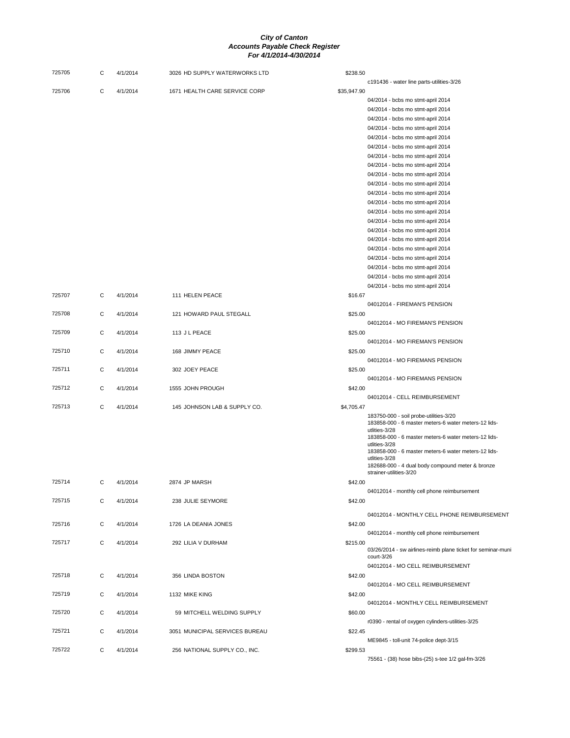***City of Canton***
***Accounts Payable Check Register***
***For 4/1/2014-4/30/2014***

| Check | Type | Date | Vendor | Amount | Description |
|---|---|---|---|---|---|
| 725705 | C | 4/1/2014 | 3026 HD SUPPLY WATERWORKS LTD | $238.50 | |
| | | | | | c191436 - water line parts-utilities-3/26 |
| 725706 | C | 4/1/2014 | 1671 HEALTH CARE SERVICE CORP | $35,947.90 | |
| | | | | | 04/2014 - bcbs mo stmt-april 2014 |
| | | | | | 04/2014 - bcbs mo stmt-april 2014 |
| | | | | | 04/2014 - bcbs mo stmt-april 2014 |
| | | | | | 04/2014 - bcbs mo stmt-april 2014 |
| | | | | | 04/2014 - bcbs mo stmt-april 2014 |
| | | | | | 04/2014 - bcbs mo stmt-april 2014 |
| | | | | | 04/2014 - bcbs mo stmt-april 2014 |
| | | | | | 04/2014 - bcbs mo stmt-april 2014 |
| | | | | | 04/2014 - bcbs mo stmt-april 2014 |
| | | | | | 04/2014 - bcbs mo stmt-april 2014 |
| | | | | | 04/2014 - bcbs mo stmt-april 2014 |
| | | | | | 04/2014 - bcbs mo stmt-april 2014 |
| | | | | | 04/2014 - bcbs mo stmt-april 2014 |
| | | | | | 04/2014 - bcbs mo stmt-april 2014 |
| | | | | | 04/2014 - bcbs mo stmt-april 2014 |
| | | | | | 04/2014 - bcbs mo stmt-april 2014 |
| | | | | | 04/2014 - bcbs mo stmt-april 2014 |
| | | | | | 04/2014 - bcbs mo stmt-april 2014 |
| | | | | | 04/2014 - bcbs mo stmt-april 2014 |
| | | | | | 04/2014 - bcbs mo stmt-april 2014 |
| | | | | | 04/2014 - bcbs mo stmt-april 2014 |
| 725707 | C | 4/1/2014 | 111 HELEN PEACE | $16.67 | |
| | | | | | 04012014 - FIREMAN'S PENSION |
| 725708 | C | 4/1/2014 | 121 HOWARD PAUL STEGALL | $25.00 | |
| | | | | | 04012014 - MO FIREMAN'S PENSION |
| 725709 | C | 4/1/2014 | 113 J L PEACE | $25.00 | |
| | | | | | 04012014 - MO FIREMAN'S PENSION |
| 725710 | C | 4/1/2014 | 168 JIMMY PEACE | $25.00 | |
| | | | | | 04012014 - MO FIREMANS PENSION |
| 725711 | C | 4/1/2014 | 302 JOEY PEACE | $25.00 | |
| | | | | | 04012014 - MO FIREMANS PENSION |
| 725712 | C | 4/1/2014 | 1555 JOHN PROUGH | $42.00 | |
| | | | | | 04012014 - CELL REIMBURSEMENT |
| 725713 | C | 4/1/2014 | 145 JOHNSON LAB & SUPPLY CO. | $4,705.47 | |
| | | | | | 183750-000 - soil probe-utilities-3/20 |
| | | | | | 183858-000 - 6 master meters-6 water meters-12 lids-utlities-3/28 |
| | | | | | 183858-000 - 6 master meters-6 water meters-12 lids-utlities-3/28 |
| | | | | | 183858-000 - 6 master meters-6 water meters-12 lids-utlities-3/28 |
| | | | | | 182688-000 - 4 dual body compound meter & bronze strainer-utilities-3/20 |
| 725714 | C | 4/1/2014 | 2874 JP MARSH | $42.00 | |
| | | | | | 04012014 - monthly cell phone reimbursement |
| 725715 | C | 4/1/2014 | 238 JULIE SEYMORE | $42.00 | |
| | | | | | 04012014 - MONTHLY CELL PHONE REIMBURSEMENT |
| 725716 | C | 4/1/2014 | 1726 LA DEANIA JONES | $42.00 | |
| | | | | | 04012014 - monthly cell phone reimbursement |
| 725717 | C | 4/1/2014 | 292 LILIA V DURHAM | $215.00 | |
| | | | | | 03/26/2014 - sw airlines-reimb plane ticket for seminar-muni court-3/26 |
| | | | | | 04012014 - MO CELL REIMBURSEMENT |
| 725718 | C | 4/1/2014 | 356 LINDA BOSTON | $42.00 | |
| | | | | | 04012014 - MO CELL REIMBURSEMENT |
| 725719 | C | 4/1/2014 | 1132 MIKE KING | $42.00 | |
| | | | | | 04012014 - MONTHLY CELL REIMBURSEMENT |
| 725720 | C | 4/1/2014 | 59 MITCHELL WELDING SUPPLY | $60.00 | |
| | | | | | r0390 - rental of oxygen cylinders-utilities-3/25 |
| 725721 | C | 4/1/2014 | 3051 MUNICIPAL SERVICES BUREAU | $22.45 | |
| | | | | | ME9845 - toll-unit 74-police dept-3/15 |
| 725722 | C | 4/1/2014 | 256 NATIONAL SUPPLY CO., INC. | $299.53 | |
| | | | | | 75561 - (38) hose bibs-(25) s-tee 1/2 gal-fm-3/26 |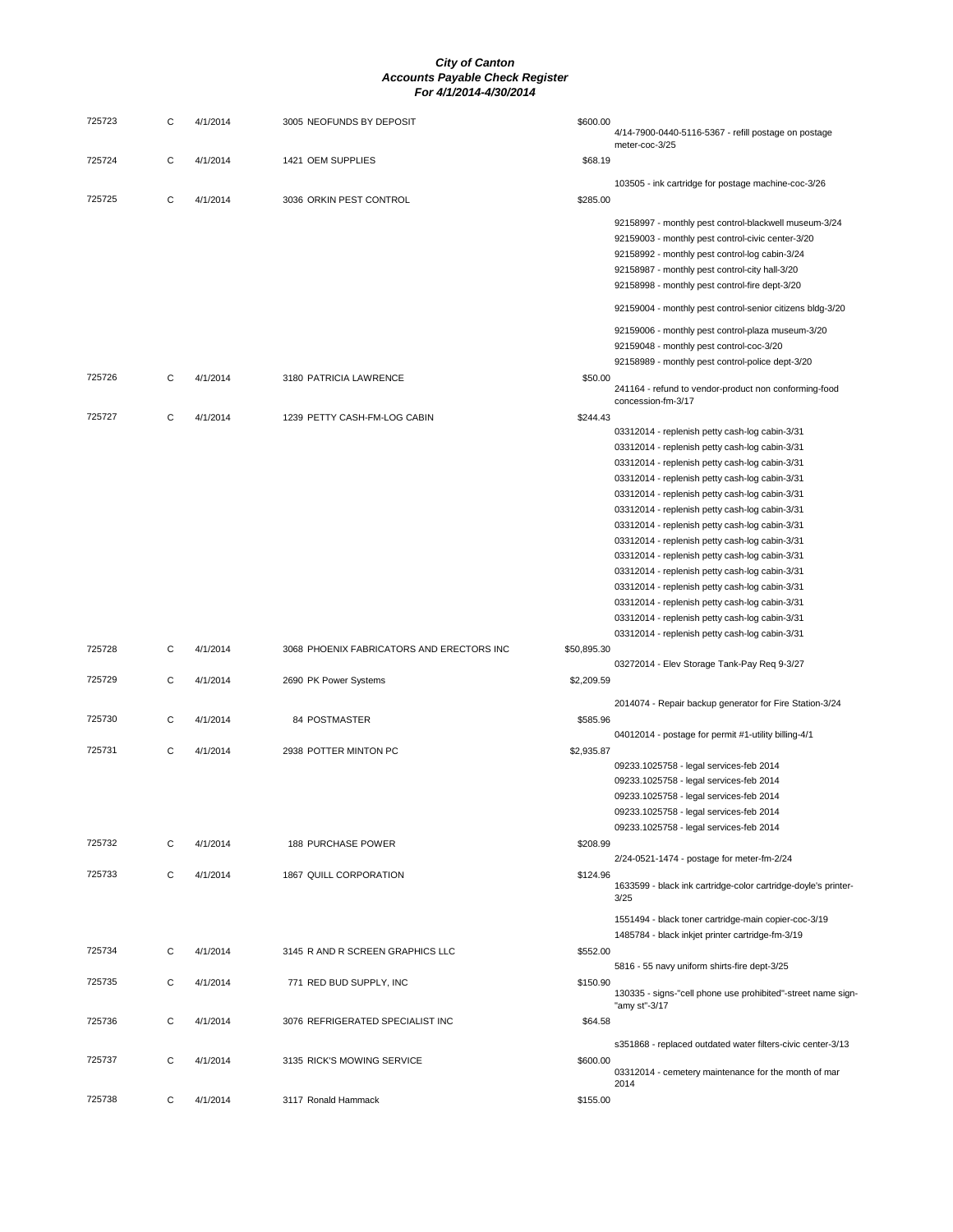# City of Canton
## Accounts Payable Check Register
### For 4/1/2014-4/30/2014

| Check # | Type | Date | Vendor | Amount | Description |
|---|---|---|---|---|---|
| 725723 | C | 4/1/2014 | 3005 NEOFUNDS BY DEPOSIT | $600.00 | 4/14-7900-0440-5116-5367 - refill postage on postage meter-coc-3/25 |
| 725724 | C | 4/1/2014 | 1421 OEM SUPPLIES | $68.19 | 103505 - ink cartridge for postage machine-coc-3/26 |
| 725725 | C | 4/1/2014 | 3036 ORKIN PEST CONTROL | $285.00 | 92158997 - monthly pest control-blackwell museum-3/24 |
| | | | | | 92159003 - monthly pest control-civic center-3/20 |
| | | | | | 92158992 - monthly pest control-log cabin-3/24 |
| | | | | | 92158987 - monthly pest control-city hall-3/20 |
| | | | | | 92158998 - monthly pest control-fire dept-3/20 |
| | | | | | 92159004 - monthly pest control-senior citizens bldg-3/20 |
| | | | | | 92159006 - monthly pest control-plaza museum-3/20 |
| | | | | | 92159048 - monthly pest control-coc-3/20 |
| | | | | | 92158989 - monthly pest control-police dept-3/20 |
| 725726 | C | 4/1/2014 | 3180 PATRICIA LAWRENCE | $50.00 | 241164 - refund to vendor-product non conforming-food concession-fm-3/17 |
| 725727 | C | 4/1/2014 | 1239 PETTY CASH-FM-LOG CABIN | $244.43 | 03312014 - replenish petty cash-log cabin-3/31 |
| | | | | | 03312014 - replenish petty cash-log cabin-3/31 |
| | | | | | 03312014 - replenish petty cash-log cabin-3/31 |
| | | | | | 03312014 - replenish petty cash-log cabin-3/31 |
| | | | | | 03312014 - replenish petty cash-log cabin-3/31 |
| | | | | | 03312014 - replenish petty cash-log cabin-3/31 |
| | | | | | 03312014 - replenish petty cash-log cabin-3/31 |
| | | | | | 03312014 - replenish petty cash-log cabin-3/31 |
| | | | | | 03312014 - replenish petty cash-log cabin-3/31 |
| | | | | | 03312014 - replenish petty cash-log cabin-3/31 |
| | | | | | 03312014 - replenish petty cash-log cabin-3/31 |
| | | | | | 03312014 - replenish petty cash-log cabin-3/31 |
| | | | | | 03312014 - replenish petty cash-log cabin-3/31 |
| | | | | | 03312014 - replenish petty cash-log cabin-3/31 |
| 725728 | C | 4/1/2014 | 3068 PHOENIX FABRICATORS AND ERECTORS INC | $50,895.30 | 03272014 - Elev Storage Tank-Pay Req 9-3/27 |
| 725729 | C | 4/1/2014 | 2690 PK Power Systems | $2,209.59 | 2014074 - Repair backup generator for Fire Station-3/24 |
| 725730 | C | 4/1/2014 | 84 POSTMASTER | $585.96 | 04012014 - postage for permit #1-utility billing-4/1 |
| 725731 | C | 4/1/2014 | 2938 POTTER MINTON PC | $2,935.87 | 09233.1025758 - legal services-feb 2014 |
| | | | | | 09233.1025758 - legal services-feb 2014 |
| | | | | | 09233.1025758 - legal services-feb 2014 |
| | | | | | 09233.1025758 - legal services-feb 2014 |
| | | | | | 09233.1025758 - legal services-feb 2014 |
| 725732 | C | 4/1/2014 | 188 PURCHASE POWER | $208.99 | 2/24-0521-1474 - postage for meter-fm-2/24 |
| 725733 | C | 4/1/2014 | 1867 QUILL CORPORATION | $124.96 | 1633599 - black ink cartridge-color cartridge-doyle's printer-3/25 |
| | | | | | 1551494 - black toner cartridge-main copier-coc-3/19 |
| | | | | | 1485784 - black inkjet printer cartridge-fm-3/19 |
| 725734 | C | 4/1/2014 | 3145 R AND R SCREEN GRAPHICS LLC | $552.00 | 5816 - 55 navy uniform shirts-fire dept-3/25 |
| 725735 | C | 4/1/2014 | 771 RED BUD SUPPLY, INC | $150.90 | 130335 - signs-"cell phone use prohibited"-street name sign-"amy st"-3/17 |
| 725736 | C | 4/1/2014 | 3076 REFRIGERATED SPECIALIST INC | $64.58 | s351868 - replaced outdated water filters-civic center-3/13 |
| 725737 | C | 4/1/2014 | 3135 RICK'S MOWING SERVICE | $600.00 | 03312014 - cemetery maintenance for the month of mar 2014 |
| 725738 | C | 4/1/2014 | 3117 Ronald Hammack | $155.00 | |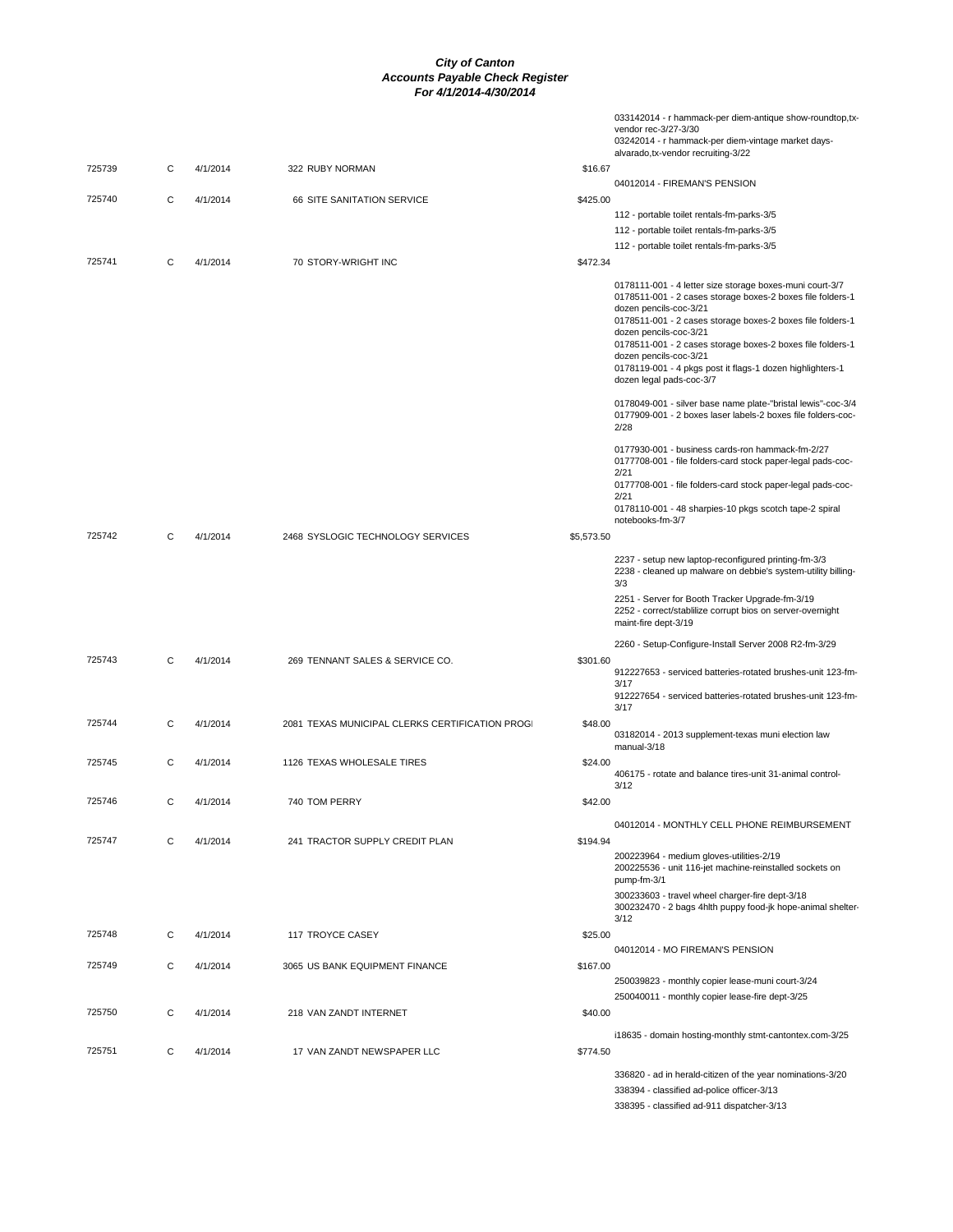# City of Canton
## Accounts Payable Check Register
### For 4/1/2014-4/30/2014

| Check # | Type | Date | Vendor | Amount | Description |
|---|---|---|---|---|---|
| | | | | | 033142014 - r hammack-per diem-antique show-roundtop,tx-vendor rec-3/27-3/30 |
| | | | | | 03242014 - r hammack-per diem-vintage market days-alvarado,tx-vendor recruiting-3/22 |
| 725739 | C | 4/1/2014 | 322 RUBY NORMAN | $16.67 | |
| | | | | | 04012014 - FIREMAN'S PENSION |
| 725740 | C | 4/1/2014 | 66 SITE SANITATION SERVICE | $425.00 | |
| | | | | | 112 - portable toilet rentals-fm-parks-3/5 |
| | | | | | 112 - portable toilet rentals-fm-parks-3/5 |
| | | | | | 112 - portable toilet rentals-fm-parks-3/5 |
| 725741 | C | 4/1/2014 | 70 STORY-WRIGHT INC | $472.34 | |
| | | | | | 0178111-001 - 4 letter size storage boxes-muni court-3/7 |
| | | | | | 0178511-001 - 2 cases storage boxes-2 boxes file folders-1 dozen pencils-coc-3/21 |
| | | | | | 0178511-001 - 2 cases storage boxes-2 boxes file folders-1 dozen pencils-coc-3/21 |
| | | | | | 0178511-001 - 2 cases storage boxes-2 boxes file folders-1 dozen pencils-coc-3/21 |
| | | | | | 0178119-001 - 4 pkgs post it flags-1 dozen highlighters-1 dozen legal pads-coc-3/7 |
| | | | | | 0178049-001 - silver base name plate-"bristal lewis"-coc-3/4 |
| | | | | | 0177909-001 - 2 boxes laser labels-2 boxes file folders-coc-2/28 |
| | | | | | 0177930-001 - business cards-ron hammack-fm-2/27 |
| | | | | | 0177708-001 - file folders-card stock paper-legal pads-coc-2/21 |
| | | | | | 0177708-001 - file folders-card stock paper-legal pads-coc-2/21 |
| | | | | | 0178110-001 - 48 sharpies-10 pkgs scotch tape-2 spiral notebooks-fm-3/7 |
| 725742 | C | 4/1/2014 | 2468 SYSLOGIC TECHNOLOGY SERVICES | $5,573.50 | |
| | | | | | 2237 - setup new laptop-reconfigured printing-fm-3/3 |
| | | | | | 2238 - cleaned up malware on debbie's system-utility billing-3/3 |
| | | | | | 2251 - Server for Booth Tracker Upgrade-fm-3/19 |
| | | | | | 2252 - correct/stablilize corrupt bios on server-overnight maint-fire dept-3/19 |
| | | | | | 2260 - Setup-Configure-Install Server 2008 R2-fm-3/29 |
| 725743 | C | 4/1/2014 | 269 TENNANT SALES & SERVICE CO. | $301.60 | |
| | | | | | 912227653 - serviced batteries-rotated brushes-unit 123-fm-3/17 |
| | | | | | 912227654 - serviced batteries-rotated brushes-unit 123-fm-3/17 |
| 725744 | C | 4/1/2014 | 2081 TEXAS MUNICIPAL CLERKS CERTIFICATION PROGI | $48.00 | |
| | | | | | 03182014 - 2013 supplement-texas muni election law manual-3/18 |
| 725745 | C | 4/1/2014 | 1126 TEXAS WHOLESALE TIRES | $24.00 | |
| | | | | | 406175 - rotate and balance tires-unit 31-animal control-3/12 |
| 725746 | C | 4/1/2014 | 740 TOM PERRY | $42.00 | |
| | | | | | 04012014 - MONTHLY CELL PHONE REIMBURSEMENT |
| 725747 | C | 4/1/2014 | 241 TRACTOR SUPPLY CREDIT PLAN | $194.94 | |
| | | | | | 200223964 - medium gloves-utilities-2/19 |
| | | | | | 200225536 - unit 116-jet machine-reinstalled sockets on pump-fm-3/1 |
| | | | | | 300233603 - travel wheel charger-fire dept-3/18 |
| | | | | | 300232470 - 2 bags 4hlth puppy food-jk hope-animal shelter-3/12 |
| 725748 | C | 4/1/2014 | 117 TROYCE CASEY | $25.00 | |
| | | | | | 04012014 - MO FIREMAN'S PENSION |
| 725749 | C | 4/1/2014 | 3065 US BANK EQUIPMENT FINANCE | $167.00 | |
| | | | | | 250039823 - monthly copier lease-muni court-3/24 |
| | | | | | 250040011 - monthly copier lease-fire dept-3/25 |
| 725750 | C | 4/1/2014 | 218 VAN ZANDT INTERNET | $40.00 | |
| | | | | | i18635 - domain hosting-monthly stmt-cantontex.com-3/25 |
| 725751 | C | 4/1/2014 | 17 VAN ZANDT NEWSPAPER LLC | $774.50 | |
| | | | | | 336820 - ad in herald-citizen of the year nominations-3/20 |
| | | | | | 338394 - classified ad-police officer-3/13 |
| | | | | | 338395 - classified ad-911 dispatcher-3/13 |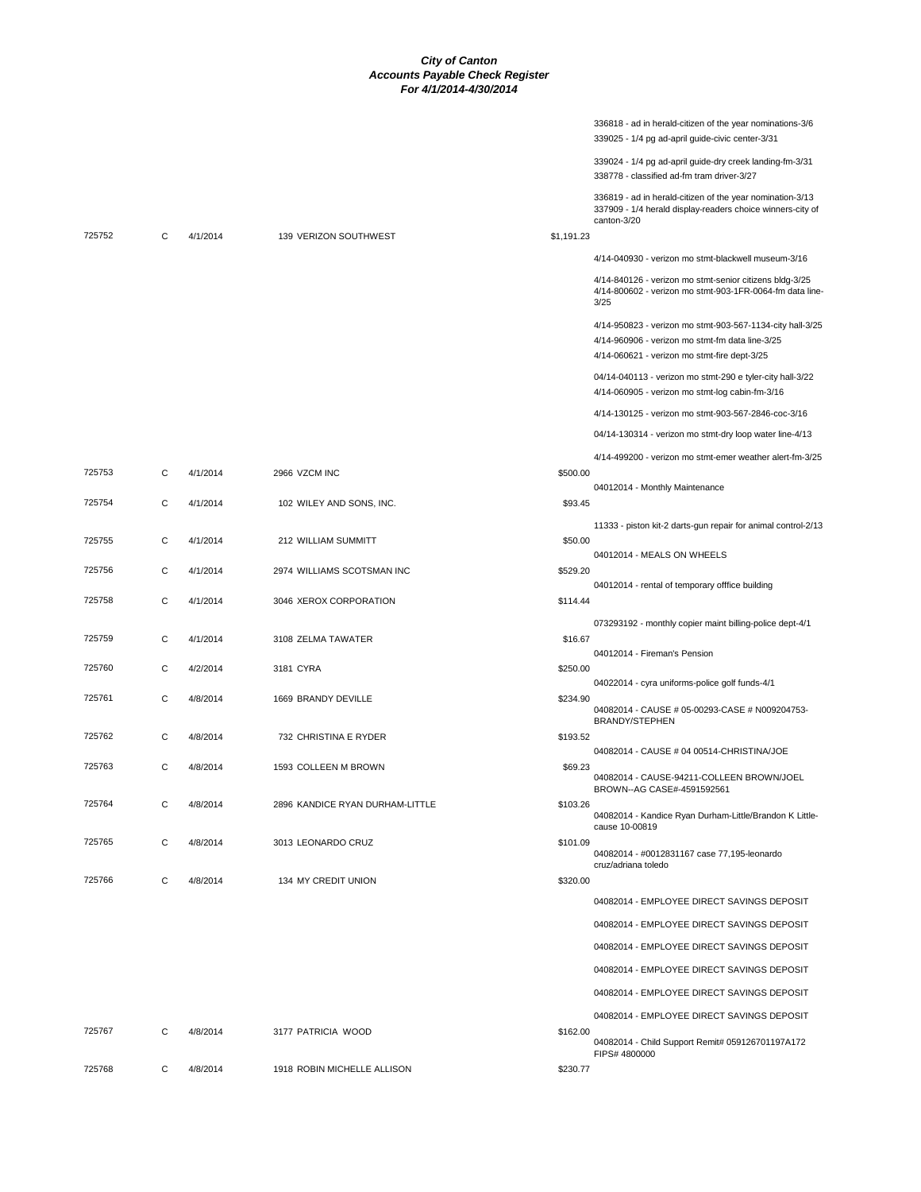**City of Canton**
**Accounts Payable Check Register**
**For 4/1/2014-4/30/2014**

| Check | Type | Date | Vendor | Amount | Description |
|---|---|---|---|---|---|
| | | | | | 336818 - ad in herald-citizen of the year nominations-3/6 |
| | | | | | 339025 - 1/4 pg ad-april guide-civic center-3/31 |
| | | | | | 339024 - 1/4 pg ad-april guide-dry creek landing-fm-3/31 |
| | | | | | 338778 - classified ad-fm tram driver-3/27 |
| | | | | | 336819 - ad in herald-citizen of the year nomination-3/13 |
| | | | | | 337909 - 1/4 herald display-readers choice winners-city of canton-3/20 |
| 725752 | C | 4/1/2014 | 139 VERIZON SOUTHWEST | $1,191.23 | |
| | | | | | 4/14-040930 - verizon mo stmt-blackwell museum-3/16 |
| | | | | | 4/14-840126 - verizon mo stmt-senior citizens bldg-3/25 |
| | | | | | 4/14-800602 - verizon mo stmt-903-1FR-0064-fm data line-3/25 |
| | | | | | 4/14-950823 - verizon mo stmt-903-567-1134-city hall-3/25 |
| | | | | | 4/14-960906 - verizon mo stmt-fm data line-3/25 |
| | | | | | 4/14-060621 - verizon mo stmt-fire dept-3/25 |
| | | | | | 04/14-040113 - verizon mo stmt-290 e tyler-city hall-3/22 |
| | | | | | 4/14-060905 - verizon mo stmt-log cabin-fm-3/16 |
| | | | | | 4/14-130125 - verizon mo stmt-903-567-2846-coc-3/16 |
| | | | | | 04/14-130314 - verizon mo stmt-dry loop water line-4/13 |
| | | | | | 4/14-499200 - verizon mo stmt-emer weather alert-fm-3/25 |
| 725753 | C | 4/1/2014 | 2966 VZCM INC | $500.00 | |
| | | | | | 04012014 - Monthly Maintenance |
| 725754 | C | 4/1/2014 | 102 WILEY AND SONS, INC. | $93.45 | |
| | | | | | 11333 - piston kit-2 darts-gun repair for animal control-2/13 |
| 725755 | C | 4/1/2014 | 212 WILLIAM SUMMITT | $50.00 | |
| | | | | | 04012014 - MEALS ON WHEELS |
| 725756 | C | 4/1/2014 | 2974 WILLIAMS SCOTSMAN INC | $529.20 | |
| | | | | | 04012014 - rental of temporary offfice building |
| 725758 | C | 4/1/2014 | 3046 XEROX CORPORATION | $114.44 | |
| | | | | | 073293192 - monthly copier maint billing-police dept-4/1 |
| 725759 | C | 4/1/2014 | 3108 ZELMA TAWATER | $16.67 | |
| | | | | | 04012014 - Fireman's Pension |
| 725760 | C | 4/2/2014 | 3181 CYRA | $250.00 | |
| | | | | | 04022014 - cyra uniforms-police golf funds-4/1 |
| 725761 | C | 4/8/2014 | 1669 BRANDY DEVILLE | $234.90 | |
| | | | | | 04082014 - CAUSE # 05-00293-CASE # N009204753-BRANDY/STEPHEN |
| 725762 | C | 4/8/2014 | 732 CHRISTINA E RYDER | $193.52 | |
| | | | | | 04082014 - CAUSE # 04 00514-CHRISTINA/JOE |
| 725763 | C | 4/8/2014 | 1593 COLLEEN M BROWN | $69.23 | |
| | | | | | 04082014 - CAUSE-94211-COLLEEN BROWN/JOEL BROWN--AG CASE#-4591592561 |
| 725764 | C | 4/8/2014 | 2896 KANDICE RYAN DURHAM-LITTLE | $103.26 | |
| | | | | | 04082014 - Kandice Ryan Durham-Little/Brandon K Little-cause 10-00819 |
| 725765 | C | 4/8/2014 | 3013 LEONARDO CRUZ | $101.09 | |
| | | | | | 04082014 - #0012831167 case 77,195-leonardo cruz/adriana toledo |
| 725766 | C | 4/8/2014 | 134 MY CREDIT UNION | $320.00 | |
| | | | | | 04082014 - EMPLOYEE DIRECT SAVINGS DEPOSIT |
| | | | | | 04082014 - EMPLOYEE DIRECT SAVINGS DEPOSIT |
| | | | | | 04082014 - EMPLOYEE DIRECT SAVINGS DEPOSIT |
| | | | | | 04082014 - EMPLOYEE DIRECT SAVINGS DEPOSIT |
| | | | | | 04082014 - EMPLOYEE DIRECT SAVINGS DEPOSIT |
| | | | | | 04082014 - EMPLOYEE DIRECT SAVINGS DEPOSIT |
| 725767 | C | 4/8/2014 | 3177 PATRICIA WOOD | $162.00 | |
| | | | | | 04082014 - Child Support Remit# 059126701197A172 FIPS# 4800000 |
| 725768 | C | 4/8/2014 | 1918 ROBIN MICHELLE ALLISON | $230.77 | |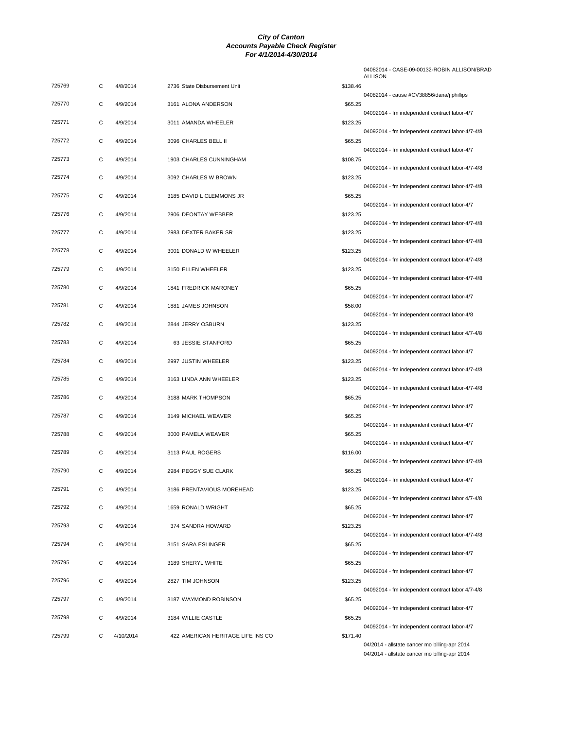**City of Canton**
**Accounts Payable Check Register**
**For 4/1/2014-4/30/2014**

04082014 - CASE-09-00132-ROBIN ALLISON/BRAD ALLISON

| Check # | Type | Date | Vendor | Amount | Description |
|---|---|---|---|---|---|
| 725769 | C | 4/8/2014 | 2736 State Disbursement Unit | $138.46 | 04082014 - cause #CV38856/dana/j phillips |
| 725770 | C | 4/9/2014 | 3161 ALONA ANDERSON | $65.25 | 04092014 - fm independent contract labor-4/7 |
| 725771 | C | 4/9/2014 | 3011 AMANDA WHEELER | $123.25 | 04092014 - fm independent contract labor-4/7-4/8 |
| 725772 | C | 4/9/2014 | 3096 CHARLES BELL II | $65.25 | 04092014 - fm independent contract labor-4/7 |
| 725773 | C | 4/9/2014 | 1903 CHARLES CUNNINGHAM | $108.75 | 04092014 - fm independent contract labor-4/7-4/8 |
| 725774 | C | 4/9/2014 | 3092 CHARLES W BROWN | $123.25 | 04092014 - fm independent contract labor-4/7-4/8 |
| 725775 | C | 4/9/2014 | 3185 DAVID L CLEMMONS JR | $65.25 | 04092014 - fm independent contract labor-4/7 |
| 725776 | C | 4/9/2014 | 2906 DEONTAY WEBBER | $123.25 | 04092014 - fm independent contract labor-4/7-4/8 |
| 725777 | C | 4/9/2014 | 2983 DEXTER BAKER SR | $123.25 | 04092014 - fm independent contract labor-4/7-4/8 |
| 725778 | C | 4/9/2014 | 3001 DONALD W WHEELER | $123.25 | 04092014 - fm independent contract labor-4/7-4/8 |
| 725779 | C | 4/9/2014 | 3150 ELLEN WHEELER | $123.25 | 04092014 - fm independent contract labor-4/7-4/8 |
| 725780 | C | 4/9/2014 | 1841 FREDRICK MARONEY | $65.25 | 04092014 - fm independent contract labor-4/7 |
| 725781 | C | 4/9/2014 | 1881 JAMES JOHNSON | $58.00 | 04092014 - fm independent contract labor-4/8 |
| 725782 | C | 4/9/2014 | 2844 JERRY OSBURN | $123.25 | 04092014 - fm independent contract labor 4/7-4/8 |
| 725783 | C | 4/9/2014 | 63 JESSIE STANFORD | $65.25 | 04092014 - fm independent contract labor-4/7 |
| 725784 | C | 4/9/2014 | 2997 JUSTIN WHEELER | $123.25 | 04092014 - fm independent contract labor-4/7-4/8 |
| 725785 | C | 4/9/2014 | 3163 LINDA ANN WHEELER | $123.25 | 04092014 - fm independent contract labor-4/7-4/8 |
| 725786 | C | 4/9/2014 | 3188 MARK THOMPSON | $65.25 | 04092014 - fm independent contract labor-4/7 |
| 725787 | C | 4/9/2014 | 3149 MICHAEL WEAVER | $65.25 | 04092014 - fm independent contract labor-4/7 |
| 725788 | C | 4/9/2014 | 3000 PAMELA WEAVER | $65.25 | 04092014 - fm independent contract labor-4/7 |
| 725789 | C | 4/9/2014 | 3113 PAUL ROGERS | $116.00 | 04092014 - fm independent contract labor-4/7-4/8 |
| 725790 | C | 4/9/2014 | 2984 PEGGY SUE CLARK | $65.25 | 04092014 - fm independent contract labor-4/7 |
| 725791 | C | 4/9/2014 | 3186 PRENTAVIOUS MOREHEAD | $123.25 | 04092014 - fm independent contract labor 4/7-4/8 |
| 725792 | C | 4/9/2014 | 1659 RONALD WRIGHT | $65.25 | 04092014 - fm independent contract labor-4/7 |
| 725793 | C | 4/9/2014 | 374 SANDRA HOWARD | $123.25 | 04092014 - fm independent contract labor-4/7-4/8 |
| 725794 | C | 4/9/2014 | 3151 SARA ESLINGER | $65.25 | 04092014 - fm independent contract labor-4/7 |
| 725795 | C | 4/9/2014 | 3189 SHERYL WHITE | $65.25 | 04092014 - fm independent contract labor-4/7 |
| 725796 | C | 4/9/2014 | 2827 TIM JOHNSON | $123.25 | 04092014 - fm independent contract labor 4/7-4/8 |
| 725797 | C | 4/9/2014 | 3187 WAYMOND ROBINSON | $65.25 | 04092014 - fm independent contract labor-4/7 |
| 725798 | C | 4/9/2014 | 3184 WILLIE CASTLE | $65.25 | 04092014 - fm independent contract labor-4/7 |
| 725799 | C | 4/10/2014 | 422 AMERICAN HERITAGE LIFE INS CO | $171.40 | 04/2014 - allstate cancer mo billing-apr 2014<br>04/2014 - allstate cancer mo billing-apr 2014 |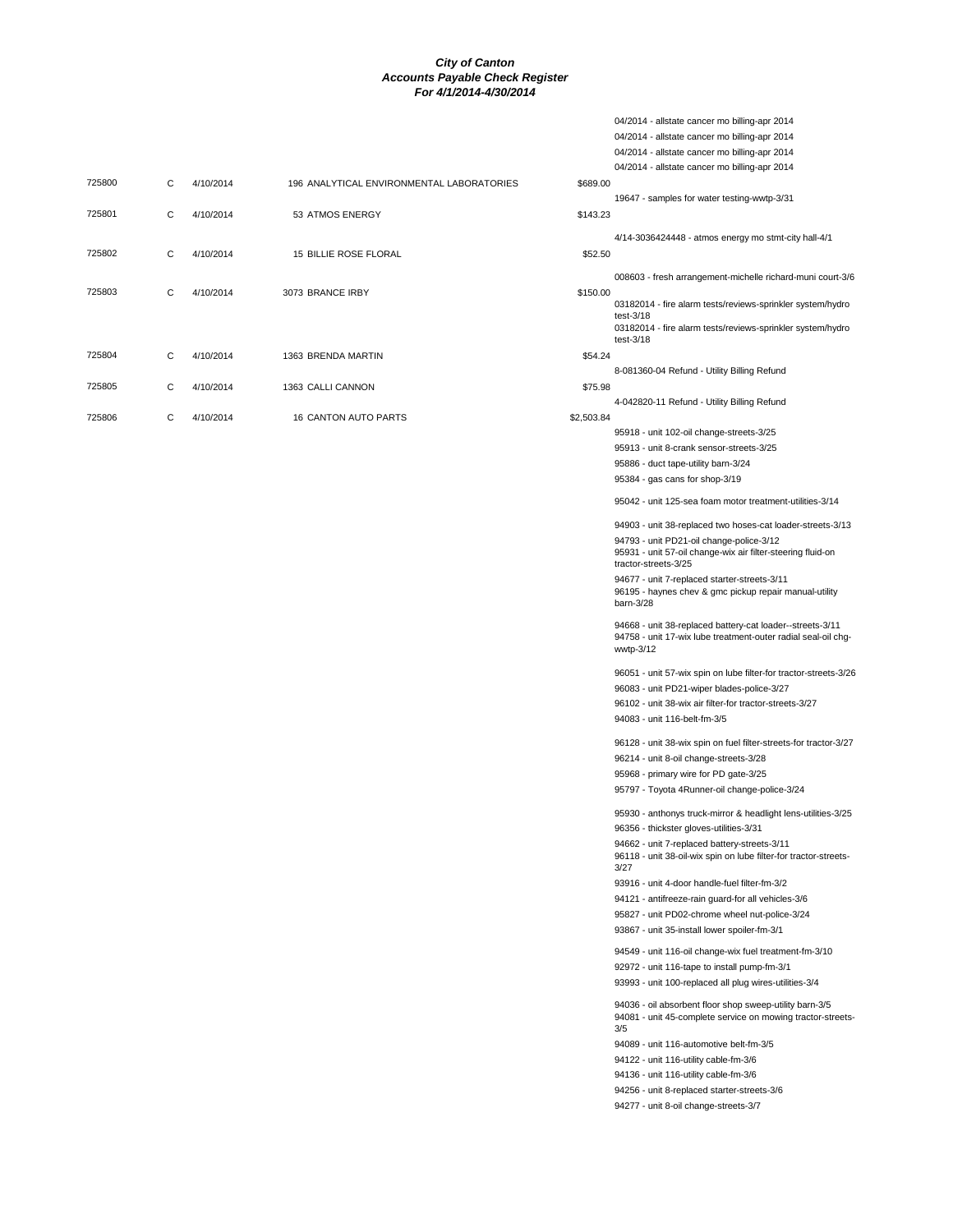# City of Canton
## Accounts Payable Check Register
### For 4/1/2014-4/30/2014

| Check | Type | Date | Vendor | Amount | Description |
|---|---|---|---|---|---|
| | | | | | 04/2014 - allstate cancer mo billing-apr 2014 |
| | | | | | 04/2014 - allstate cancer mo billing-apr 2014 |
| | | | | | 04/2014 - allstate cancer mo billing-apr 2014 |
| | | | | | 04/2014 - allstate cancer mo billing-apr 2014 |
| 725800 | C | 4/10/2014 | 196 ANALYTICAL ENVIRONMENTAL LABORATORIES | $689.00 | |
| | | | | | 19647 - samples for water testing-wwtp-3/31 |
| 725801 | C | 4/10/2014 | 53 ATMOS ENERGY | $143.23 | |
| | | | | | 4/14-3036424448 - atmos energy mo stmt-city hall-4/1 |
| 725802 | C | 4/10/2014 | 15 BILLIE ROSE FLORAL | $52.50 | |
| | | | | | 008603 - fresh arrangement-michelle richard-muni court-3/6 |
| 725803 | C | 4/10/2014 | 3073 BRANCE IRBY | $150.00 | |
| | | | | | 03182014 - fire alarm tests/reviews-sprinkler system/hydro test-3/18 |
| | | | | | 03182014 - fire alarm tests/reviews-sprinkler system/hydro test-3/18 |
| 725804 | C | 4/10/2014 | 1363 BRENDA MARTIN | $54.24 | |
| | | | | | 8-081360-04 Refund - Utility Billing Refund |
| 725805 | C | 4/10/2014 | 1363 CALLI CANNON | $75.98 | |
| | | | | | 4-042820-11 Refund - Utility Billing Refund |
| 725806 | C | 4/10/2014 | 16 CANTON AUTO PARTS | $2,503.84 | |
| | | | | | 95918 - unit 102-oil change-streets-3/25 |
| | | | | | 95913 - unit 8-crank sensor-streets-3/25 |
| | | | | | 95886 - duct tape-utility barn-3/24 |
| | | | | | 95384 - gas cans for shop-3/19 |
| | | | | | 95042 - unit 125-sea foam motor treatment-utilities-3/14 |
| | | | | | 94903 - unit 38-replaced two hoses-cat loader-streets-3/13 |
| | | | | | 94793 - unit PD21-oil change-police-3/12 |
| | | | | | 95931 - unit 57-oil change-wix air filter-steering fluid-on tractor-streets-3/25 |
| | | | | | 94677 - unit 7-replaced starter-streets-3/11 |
| | | | | | 96195 - haynes chev & gmc pickup repair manual-utility barn-3/28 |
| | | | | | 94668 - unit 38-replaced battery-cat loader--streets-3/11 |
| | | | | | 94758 - unit 17-wix lube treatment-outer radial seal-oil chg-wwtp-3/12 |
| | | | | | 96051 - unit 57-wix spin on lube filter-for tractor-streets-3/26 |
| | | | | | 96083 - unit PD21-wiper blades-police-3/27 |
| | | | | | 96102 - unit 38-wix air filter-for tractor-streets-3/27 |
| | | | | | 94083 - unit 116-belt-fm-3/5 |
| | | | | | 96128 - unit 38-wix spin on fuel filter-streets-for tractor-3/27 |
| | | | | | 96214 - unit 8-oil change-streets-3/28 |
| | | | | | 95968 - primary wire for PD gate-3/25 |
| | | | | | 95797 - Toyota 4Runner-oil change-police-3/24 |
| | | | | | 95930 - anthonys truck-mirror & headlight lens-utilities-3/25 |
| | | | | | 96356 - thickster gloves-utilities-3/31 |
| | | | | | 94662 - unit 7-replaced battery-streets-3/11 |
| | | | | | 96118 - unit 38-oil-wix spin on lube filter-for tractor-streets-3/27 |
| | | | | | 93916 - unit 4-door handle-fuel filter-fm-3/2 |
| | | | | | 94121 - antifreeze-rain guard-for all vehicles-3/6 |
| | | | | | 95827 - unit PD02-chrome wheel nut-police-3/24 |
| | | | | | 93867 - unit 35-install lower spoiler-fm-3/1 |
| | | | | | 94549 - unit 116-oil change-wix fuel treatment-fm-3/10 |
| | | | | | 92972 - unit 116-tape to install pump-fm-3/1 |
| | | | | | 93993 - unit 100-replaced all plug wires-utilities-3/4 |
| | | | | | 94036 - oil absorbent floor shop sweep-utility barn-3/5 |
| | | | | | 94081 - unit 45-complete service on mowing tractor-streets-3/5 |
| | | | | | 94089 - unit 116-automotive belt-fm-3/5 |
| | | | | | 94122 - unit 116-utility cable-fm-3/6 |
| | | | | | 94136 - unit 116-utility cable-fm-3/6 |
| | | | | | 94256 - unit 8-replaced starter-streets-3/6 |
| | | | | | 94277 - unit 8-oil change-streets-3/7 |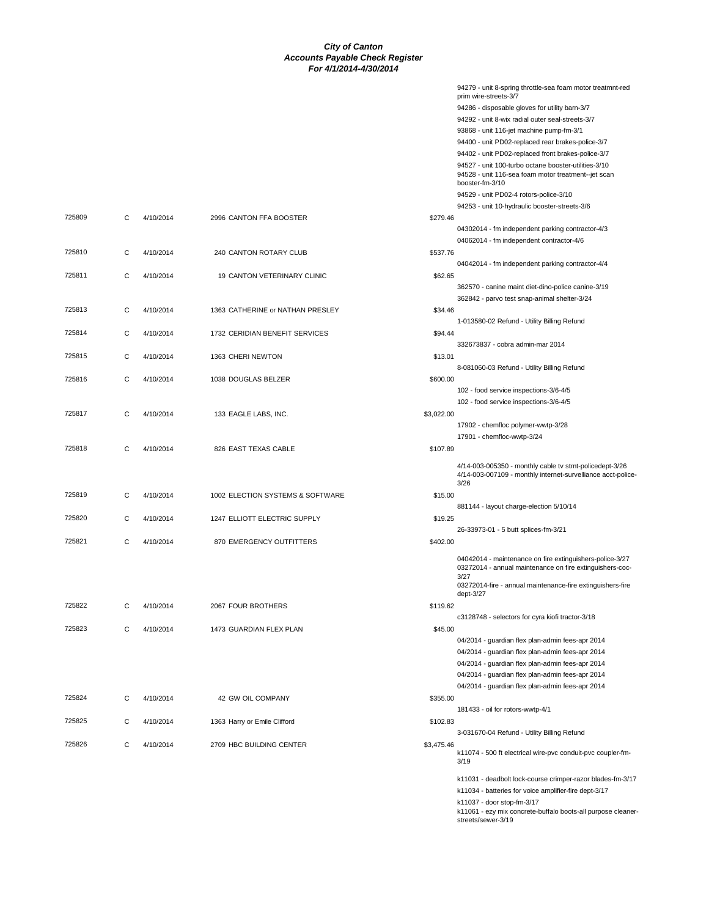**City of Canton**
**Accounts Payable Check Register**
**For 4/1/2014-4/30/2014**

| Check # | Type | Date | Vendor | Amount | Description |
|---|---|---|---|---|---|
| | | | | | 94279 - unit 8-spring throttle-sea foam motor treatmnt-red prim wire-streets-3/7 |
| | | | | | 94286 - disposable gloves for utility barn-3/7 |
| | | | | | 94292 - unit 8-wix radial outer seal-streets-3/7 |
| | | | | | 93868 - unit 116-jet machine pump-fm-3/1 |
| | | | | | 94400 - unit PD02-replaced rear brakes-police-3/7 |
| | | | | | 94402 - unit PD02-replaced front brakes-police-3/7 |
| | | | | | 94527 - unit 100-turbo octane booster-utilities-3/10 |
| | | | | | 94528 - unit 116-sea foam motor treatment--jet scan booster-fm-3/10 |
| | | | | | 94529 - unit PD02-4 rotors-police-3/10 |
| | | | | | 94253 - unit 10-hydraulic booster-streets-3/6 |
| 725809 | C | 4/10/2014 | 2996 CANTON FFA BOOSTER | $279.46 | |
| | | | | | 04302014 - fm independent parking contractor-4/3 |
| | | | | | 04062014 - fm independent contractor-4/6 |
| 725810 | C | 4/10/2014 | 240 CANTON ROTARY CLUB | $537.76 | |
| | | | | | 04042014 - fm independent parking contractor-4/4 |
| 725811 | C | 4/10/2014 | 19 CANTON VETERINARY CLINIC | $62.65 | |
| | | | | | 362570 - canine maint diet-dino-police canine-3/19 |
| | | | | | 362842 - parvo test snap-animal shelter-3/24 |
| 725813 | C | 4/10/2014 | 1363 CATHERINE or NATHAN PRESLEY | $34.46 | |
| | | | | | 1-013580-02 Refund - Utility Billing Refund |
| 725814 | C | 4/10/2014 | 1732 CERIDIAN BENEFIT SERVICES | $94.44 | |
| | | | | | 332673837 - cobra admin-mar 2014 |
| 725815 | C | 4/10/2014 | 1363 CHERI NEWTON | $13.01 | |
| | | | | | 8-081060-03 Refund - Utility Billing Refund |
| 725816 | C | 4/10/2014 | 1038 DOUGLAS BELZER | $600.00 | |
| | | | | | 102 - food service inspections-3/6-4/5 |
| | | | | | 102 - food service inspections-3/6-4/5 |
| 725817 | C | 4/10/2014 | 133 EAGLE LABS, INC. | $3,022.00 | |
| | | | | | 17902 - chemfloc polymer-wwtp-3/28 |
| | | | | | 17901 - chemfloc-wwtp-3/24 |
| 725818 | C | 4/10/2014 | 826 EAST TEXAS CABLE | $107.89 | |
| | | | | | 4/14-003-005350 - monthly cable tv stmt-policedept-3/26 |
| | | | | | 4/14-003-007109 - monthly internet-survelliance acct-police-3/26 |
| 725819 | C | 4/10/2014 | 1002 ELECTION SYSTEMS & SOFTWARE | $15.00 | |
| | | | | | 881144 - layout charge-election 5/10/14 |
| 725820 | C | 4/10/2014 | 1247 ELLIOTT ELECTRIC SUPPLY | $19.25 | |
| | | | | | 26-33973-01 - 5 butt splices-fm-3/21 |
| 725821 | C | 4/10/2014 | 870 EMERGENCY OUTFITTERS | $402.00 | |
| | | | | | 04042014 - maintenance on fire extinguishers-police-3/27 |
| | | | | | 03272014 - annual maintenance on fire extinguishers-coc-3/27 |
| | | | | | 03272014-fire - annual maintenance-fire extinguishers-fire dept-3/27 |
| 725822 | C | 4/10/2014 | 2067 FOUR BROTHERS | $119.62 | |
| | | | | | c3128748 - selectors for cyra kiofi tractor-3/18 |
| 725823 | C | 4/10/2014 | 1473 GUARDIAN FLEX PLAN | $45.00 | |
| | | | | | 04/2014 - guardian flex plan-admin fees-apr 2014 |
| | | | | | 04/2014 - guardian flex plan-admin fees-apr 2014 |
| | | | | | 04/2014 - guardian flex plan-admin fees-apr 2014 |
| | | | | | 04/2014 - guardian flex plan-admin fees-apr 2014 |
| | | | | | 04/2014 - guardian flex plan-admin fees-apr 2014 |
| 725824 | C | 4/10/2014 | 42 GW OIL COMPANY | $355.00 | |
| | | | | | 181433 - oil for rotors-wwtp-4/1 |
| 725825 | C | 4/10/2014 | 1363 Harry or Emile Clifford | $102.83 | |
| | | | | | 3-031670-04 Refund - Utility Billing Refund |
| 725826 | C | 4/10/2014 | 2709 HBC BUILDING CENTER | $3,475.46 | |
| | | | | | k11074 - 500 ft electrical wire-pvc conduit-pvc coupler-fm-3/19 |
| | | | | | k11031 - deadbolt lock-course crimper-razor blades-fm-3/17 |
| | | | | | k11034 - batteries for voice amplifier-fire dept-3/17 |
| | | | | | k11037 - door stop-fm-3/17 |
| | | | | | k11061 - ezy mix concrete-buffalo boots-all purpose cleaner-streets/sewer-3/19 |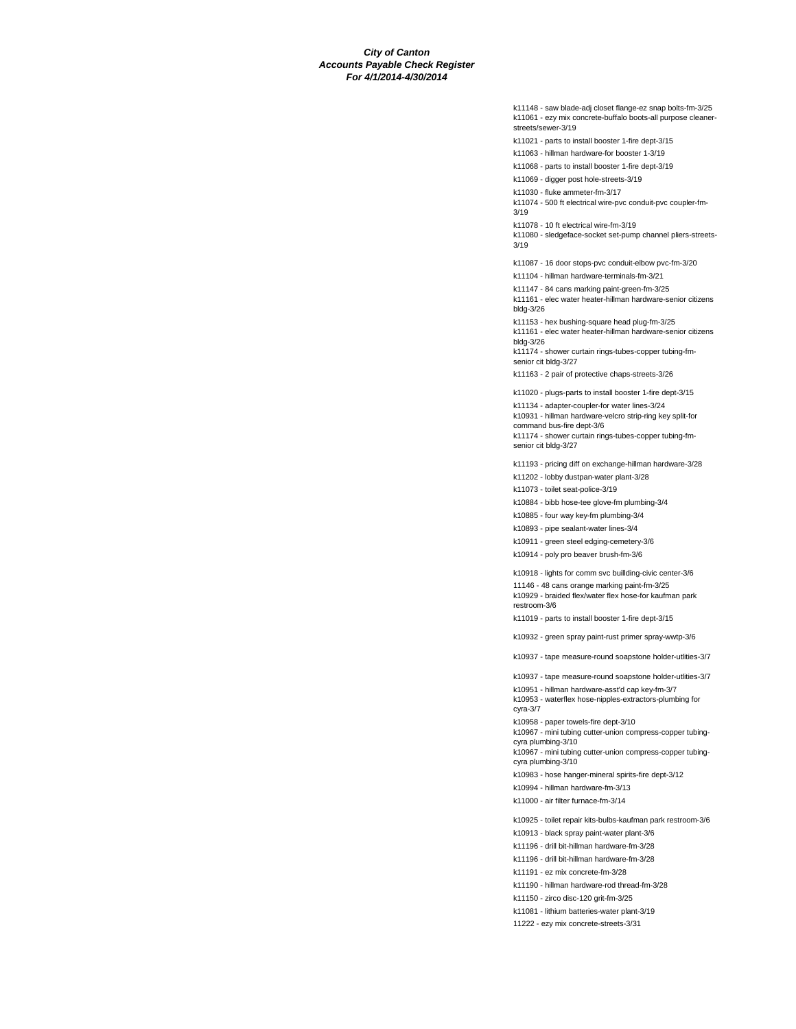**City of Canton**
**Accounts Payable Check Register**
**For 4/1/2014-4/30/2014**

k11148 - saw blade-adj closet flange-ez snap bolts-fm-3/25

k11061 - ezy mix concrete-buffalo boots-all purpose cleaner-streets/sewer-3/19

k11021 - parts to install booster 1-fire dept-3/15

k11063 - hillman hardware-for booster 1-3/19

k11068 - parts to install booster 1-fire dept-3/19

k11069 - digger post hole-streets-3/19

k11030 - fluke ammeter-fm-3/17

k11074 - 500 ft electrical wire-pvc conduit-pvc coupler-fm-3/19

k11078 - 10 ft electrical wire-fm-3/19

k11080 - sledgeface-socket set-pump channel pliers-streets-3/19

k11087 - 16 door stops-pvc conduit-elbow pvc-fm-3/20

k11104 - hillman hardware-terminals-fm-3/21

k11147 - 84 cans marking paint-green-fm-3/25

k11161 - elec water heater-hillman hardware-senior citizens bldg-3/26

k11153 - hex bushing-square head plug-fm-3/25

k11161 - elec water heater-hillman hardware-senior citizens bldg-3/26

k11174 - shower curtain rings-tubes-copper tubing-fm-senior cit bldg-3/27

k11163 - 2 pair of protective chaps-streets-3/26

k11020 - plugs-parts to install booster 1-fire dept-3/15

k11134 - adapter-coupler-for water lines-3/24

k10931 - hillman hardware-velcro strip-ring key split-for command bus-fire dept-3/6

k11174 - shower curtain rings-tubes-copper tubing-fm-senior cit bldg-3/27

k11193 - pricing diff on exchange-hillman hardware-3/28

k11202 - lobby dustpan-water plant-3/28

k11073 - toilet seat-police-3/19

k10884 - bibb hose-tee glove-fm plumbing-3/4

k10885 - four way key-fm plumbing-3/4

k10893 - pipe sealant-water lines-3/4

k10911 - green steel edging-cemetery-3/6

k10914 - poly pro beaver brush-fm-3/6

k10918 - lights for comm svc buillding-civic center-3/6

11146 - 48 cans orange marking paint-fm-3/25

k10929 - braided flex/water flex hose-for kaufman park restroom-3/6

k11019 - parts to install booster 1-fire dept-3/15

k10932 - green spray paint-rust primer spray-wwtp-3/6

k10937 - tape measure-round soapstone holder-utlities-3/7

k10937 - tape measure-round soapstone holder-utlities-3/7

k10951 - hillman hardware-asst'd cap key-fm-3/7

k10953 - waterflex hose-nipples-extractors-plumbing for cyra-3/7

k10958 - paper towels-fire dept-3/10

k10967 - mini tubing cutter-union compress-copper tubing-cyra plumbing-3/10

k10967 - mini tubing cutter-union compress-copper tubing-cyra plumbing-3/10

k10983 - hose hanger-mineral spirits-fire dept-3/12

k10994 - hillman hardware-fm-3/13

k11000 - air filter furnace-fm-3/14

k10925 - toilet repair kits-bulbs-kaufman park restroom-3/6

k10913 - black spray paint-water plant-3/6

k11196 - drill bit-hillman hardware-fm-3/28

k11196 - drill bit-hillman hardware-fm-3/28

k11191 - ez mix concrete-fm-3/28

k11190 - hillman hardware-rod thread-fm-3/28

k11150 - zirco disc-120 grit-fm-3/25

k11081 - lithium batteries-water plant-3/19

11222 - ezy mix concrete-streets-3/31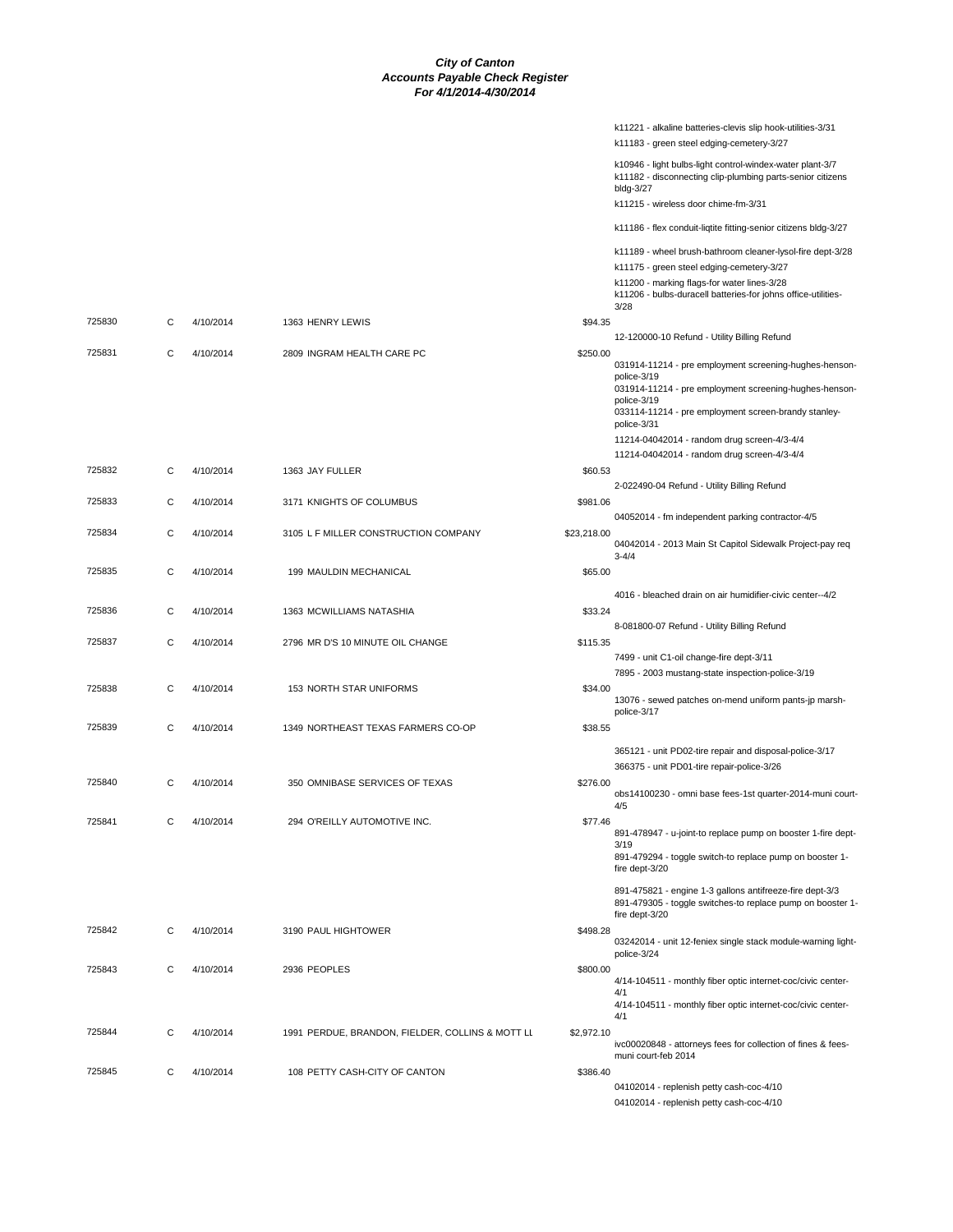# City of Canton
## Accounts Payable Check Register
### For 4/1/2014-4/30/2014

| Check # | Type | Date | Vendor | Amount | Description |
|---|---|---|---|---|---|
| | | | | | k11221 - alkaline batteries-clevis slip hook-utilities-3/31 |
| | | | | | k11183 - green steel edging-cemetery-3/27 |
| | | | | | k10946 - light bulbs-light control-windex-water plant-3/7 |
| | | | | | k11182 - disconnecting clip-plumbing parts-senior citizens bldg-3/27 |
| | | | | | k11215 - wireless door chime-fm-3/31 |
| | | | | | k11186 - flex conduit-liqtite fitting-senior citizens bldg-3/27 |
| | | | | | k11189 - wheel brush-bathroom cleaner-lysol-fire dept-3/28 |
| | | | | | k11175 - green steel edging-cemetery-3/27 |
| | | | | | k11200 - marking flags-for water lines-3/28 |
| | | | | | k11206 - bulbs-duracell batteries-for johns office-utilities-3/28 |
| 725830 | C | 4/10/2014 | 1363 HENRY LEWIS | $94.35 | |
| | | | | | 12-120000-10 Refund - Utility Billing Refund |
| 725831 | C | 4/10/2014 | 2809 INGRAM HEALTH CARE PC | $250.00 | |
| | | | | | 031914-11214 - pre employment screening-hughes-henson-police-3/19 |
| | | | | | 031914-11214 - pre employment screening-hughes-henson-police-3/19 |
| | | | | | 033114-11214 - pre employment screen-brandy stanley-police-3/31 |
| | | | | | 11214-04042014 - random drug screen-4/3-4/4 |
| | | | | | 11214-04042014 - random drug screen-4/3-4/4 |
| 725832 | C | 4/10/2014 | 1363 JAY FULLER | $60.53 | |
| | | | | | 2-022490-04 Refund - Utility Billing Refund |
| 725833 | C | 4/10/2014 | 3171 KNIGHTS OF COLUMBUS | $981.06 | |
| | | | | | 04052014 - fm independent parking contractor-4/5 |
| 725834 | C | 4/10/2014 | 3105 L F MILLER CONSTRUCTION COMPANY | $23,218.00 | |
| | | | | | 04042014 - 2013 Main St Capitol Sidewalk Project-pay req 3-4/4 |
| 725835 | C | 4/10/2014 | 199 MAULDIN MECHANICAL | $65.00 | |
| | | | | | 4016 - bleached drain on air humidifier-civic center--4/2 |
| 725836 | C | 4/10/2014 | 1363 MCWILLIAMS NATASHIA | $33.24 | |
| | | | | | 8-081800-07 Refund - Utility Billing Refund |
| 725837 | C | 4/10/2014 | 2796 MR D'S 10 MINUTE OIL CHANGE | $115.35 | |
| | | | | | 7499 - unit C1-oil change-fire dept-3/11 |
| | | | | | 7895 - 2003 mustang-state inspection-police-3/19 |
| 725838 | C | 4/10/2014 | 153 NORTH STAR UNIFORMS | $34.00 | |
| | | | | | 13076 - sewed patches on-mend uniform pants-jp marsh-police-3/17 |
| 725839 | C | 4/10/2014 | 1349 NORTHEAST TEXAS FARMERS CO-OP | $38.55 | |
| | | | | | 365121 - unit PD02-tire repair and disposal-police-3/17 |
| | | | | | 366375 - unit PD01-tire repair-police-3/26 |
| 725840 | C | 4/10/2014 | 350 OMNIBASE SERVICES OF TEXAS | $276.00 | |
| | | | | | obs14100230 - omni base fees-1st quarter-2014-muni court-4/5 |
| 725841 | C | 4/10/2014 | 294 O'REILLY AUTOMOTIVE INC. | $77.46 | |
| | | | | | 891-478947 - u-joint-to replace pump on booster 1-fire dept-3/19 |
| | | | | | 891-479294 - toggle switch-to replace pump on booster 1-fire dept-3/20 |
| | | | | | 891-475821 - engine 1-3 gallons antifreeze-fire dept-3/3 |
| | | | | | 891-479305 - toggle switches-to replace pump on booster 1-fire dept-3/20 |
| 725842 | C | 4/10/2014 | 3190 PAUL HIGHTOWER | $498.28 | |
| | | | | | 03242014 - unit 12-feniex single stack module-warning light-police-3/24 |
| 725843 | C | 4/10/2014 | 2936 PEOPLES | $800.00 | |
| | | | | | 4/14-104511 - monthly fiber optic internet-coc/civic center-4/1 |
| | | | | | 4/14-104511 - monthly fiber optic internet-coc/civic center-4/1 |
| 725844 | C | 4/10/2014 | 1991 PERDUE, BRANDON, FIELDER, COLLINS & MOTT LL | $2,972.10 | |
| | | | | | ivc00020848 - attorneys fees for collection of fines & fees-muni court-feb 2014 |
| 725845 | C | 4/10/2014 | 108 PETTY CASH-CITY OF CANTON | $386.40 | |
| | | | | | 04102014 - replenish petty cash-coc-4/10 |
| | | | | | 04102014 - replenish petty cash-coc-4/10 |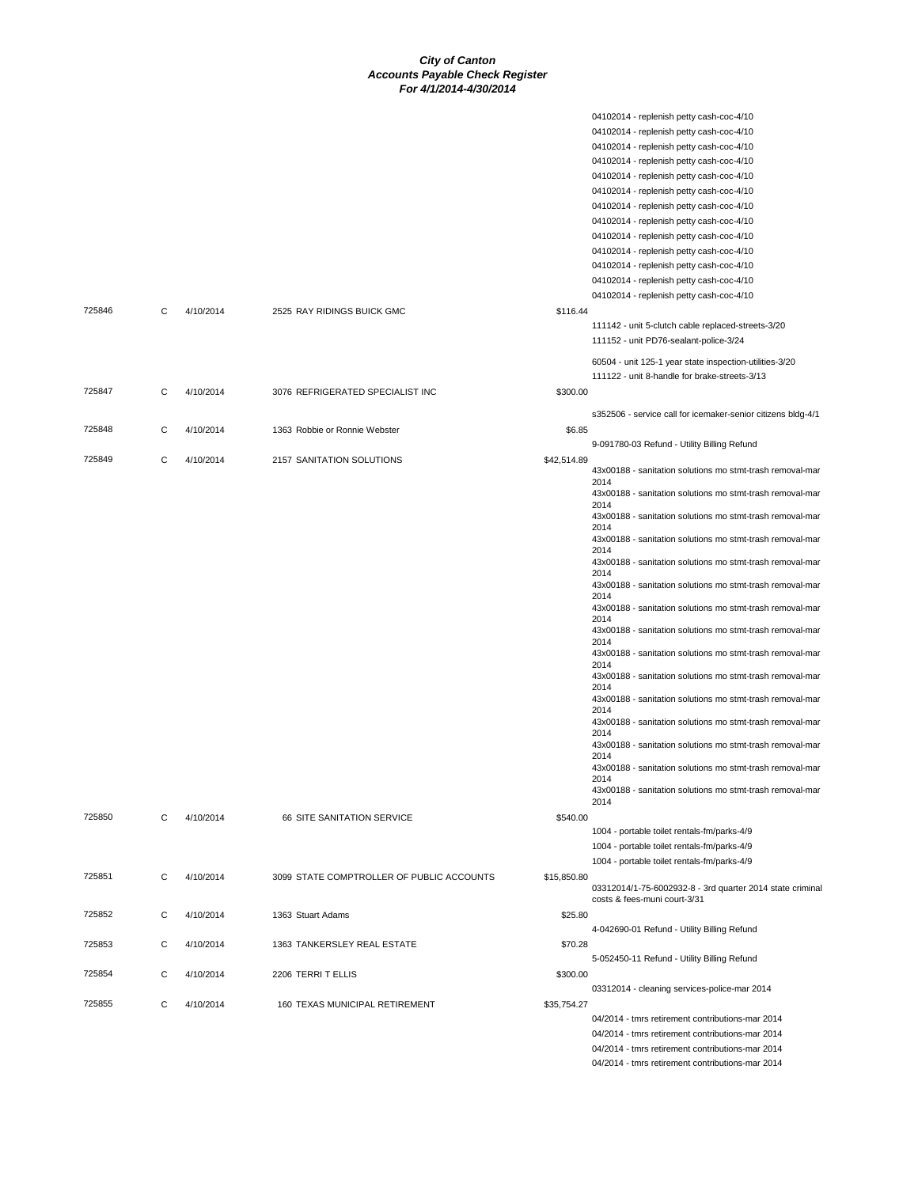# City of Canton
## Accounts Payable Check Register
### For 4/1/2014-4/30/2014

| Check # | Type | Date | Vendor | Amount | Description |
|---|---|---|---|---|---|
| | | | | | 04102014 - replenish petty cash-coc-4/10 |
| | | | | | 04102014 - replenish petty cash-coc-4/10 |
| | | | | | 04102014 - replenish petty cash-coc-4/10 |
| | | | | | 04102014 - replenish petty cash-coc-4/10 |
| | | | | | 04102014 - replenish petty cash-coc-4/10 |
| | | | | | 04102014 - replenish petty cash-coc-4/10 |
| | | | | | 04102014 - replenish petty cash-coc-4/10 |
| | | | | | 04102014 - replenish petty cash-coc-4/10 |
| | | | | | 04102014 - replenish petty cash-coc-4/10 |
| | | | | | 04102014 - replenish petty cash-coc-4/10 |
| | | | | | 04102014 - replenish petty cash-coc-4/10 |
| | | | | | 04102014 - replenish petty cash-coc-4/10 |
| | | | | | 04102014 - replenish petty cash-coc-4/10 |
| 725846 | C | 4/10/2014 | 2525 RAY RIDINGS BUICK GMC | $116.44 | |
| | | | | | 111142 - unit 5-clutch cable replaced-streets-3/20 |
| | | | | | 111152 - unit PD76-sealant-police-3/24 |
| | | | | | 60504 - unit 125-1 year state inspection-utilities-3/20 |
| | | | | | 111122 - unit 8-handle for brake-streets-3/13 |
| 725847 | C | 4/10/2014 | 3076 REFRIGERATED SPECIALIST INC | $300.00 | |
| | | | | | s352506 - service call for icemaker-senior citizens bldg-4/1 |
| 725848 | C | 4/10/2014 | 1363 Robbie or Ronnie Webster | $6.85 | |
| | | | | | 9-091780-03 Refund - Utility Billing Refund |
| 725849 | C | 4/10/2014 | 2157 SANITATION SOLUTIONS | $42,514.89 | |
| | | | | | 43x00188 - sanitation solutions mo stmt-trash removal-mar 2014 |
| | | | | | 43x00188 - sanitation solutions mo stmt-trash removal-mar 2014 |
| | | | | | 43x00188 - sanitation solutions mo stmt-trash removal-mar 2014 |
| | | | | | 43x00188 - sanitation solutions mo stmt-trash removal-mar 2014 |
| | | | | | 43x00188 - sanitation solutions mo stmt-trash removal-mar 2014 |
| | | | | | 43x00188 - sanitation solutions mo stmt-trash removal-mar 2014 |
| | | | | | 43x00188 - sanitation solutions mo stmt-trash removal-mar 2014 |
| | | | | | 43x00188 - sanitation solutions mo stmt-trash removal-mar 2014 |
| | | | | | 43x00188 - sanitation solutions mo stmt-trash removal-mar 2014 |
| | | | | | 43x00188 - sanitation solutions mo stmt-trash removal-mar 2014 |
| | | | | | 43x00188 - sanitation solutions mo stmt-trash removal-mar 2014 |
| | | | | | 43x00188 - sanitation solutions mo stmt-trash removal-mar 2014 |
| | | | | | 43x00188 - sanitation solutions mo stmt-trash removal-mar 2014 |
| | | | | | 43x00188 - sanitation solutions mo stmt-trash removal-mar 2014 |
| | | | | | 43x00188 - sanitation solutions mo stmt-trash removal-mar 2014 |
| 725850 | C | 4/10/2014 | 66 SITE SANITATION SERVICE | $540.00 | |
| | | | | | 1004 - portable toilet rentals-fm/parks-4/9 |
| | | | | | 1004 - portable toilet rentals-fm/parks-4/9 |
| | | | | | 1004 - portable toilet rentals-fm/parks-4/9 |
| 725851 | C | 4/10/2014 | 3099 STATE COMPTROLLER OF PUBLIC ACCOUNTS | $15,850.80 | |
| | | | | | 03312014/1-75-6002932-8 - 3rd quarter 2014 state criminal costs & fees-muni court-3/31 |
| 725852 | C | 4/10/2014 | 1363 Stuart Adams | $25.80 | |
| | | | | | 4-042690-01 Refund - Utility Billing Refund |
| 725853 | C | 4/10/2014 | 1363 TANKERSLEY REAL ESTATE | $70.28 | |
| | | | | | 5-052450-11 Refund - Utility Billing Refund |
| 725854 | C | 4/10/2014 | 2206 TERRI T ELLIS | $300.00 | |
| | | | | | 03312014 - cleaning services-police-mar 2014 |
| 725855 | C | 4/10/2014 | 160 TEXAS MUNICIPAL RETIREMENT | $35,754.27 | |
| | | | | | 04/2014 - tmrs retirement contributions-mar 2014 |
| | | | | | 04/2014 - tmrs retirement contributions-mar 2014 |
| | | | | | 04/2014 - tmrs retirement contributions-mar 2014 |
| | | | | | 04/2014 - tmrs retirement contributions-mar 2014 |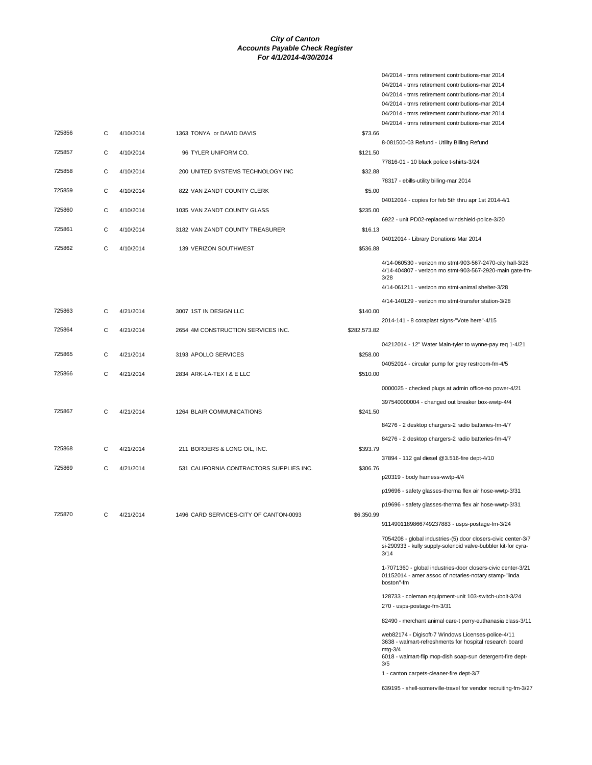**City of Canton**
**Accounts Payable Check Register**
**For 4/1/2014-4/30/2014**

| Check | Type | Date | Vendor | Amount | Description |
|---|---|---|---|---|---|
| | | | | | 04/2014 - tmrs retirement contributions-mar 2014 |
| | | | | | 04/2014 - tmrs retirement contributions-mar 2014 |
| | | | | | 04/2014 - tmrs retirement contributions-mar 2014 |
| | | | | | 04/2014 - tmrs retirement contributions-mar 2014 |
| | | | | | 04/2014 - tmrs retirement contributions-mar 2014 |
| | | | | | 04/2014 - tmrs retirement contributions-mar 2014 |
| 725856 | C | 4/10/2014 | 1363 TONYA or DAVID DAVIS | $73.66 | |
| | | | | | 8-081500-03 Refund - Utility Billing Refund |
| 725857 | C | 4/10/2014 | 96 TYLER UNIFORM CO. | $121.50 | |
| | | | | | 77816-01 - 10 black police t-shirts-3/24 |
| 725858 | C | 4/10/2014 | 200 UNITED SYSTEMS TECHNOLOGY INC | $32.88 | |
| | | | | | 78317 - ebills-utility billing-mar 2014 |
| 725859 | C | 4/10/2014 | 822 VAN ZANDT COUNTY CLERK | $5.00 | |
| | | | | | 04012014 - copies for feb 5th thru apr 1st 2014-4/1 |
| 725860 | C | 4/10/2014 | 1035 VAN ZANDT COUNTY GLASS | $235.00 | |
| | | | | | 6922 - unit PD02-replaced windshield-police-3/20 |
| 725861 | C | 4/10/2014 | 3182 VAN ZANDT COUNTY TREASURER | $16.13 | |
| | | | | | 04012014 - Library Donations Mar 2014 |
| 725862 | C | 4/10/2014 | 139 VERIZON SOUTHWEST | $536.88 | |
| | | | | | 4/14-060530 - verizon mo stmt-903-567-2470-city hall-3/28 |
| | | | | | 4/14-404807 - verizon mo stmt-903-567-2920-main gate-fm-3/28 |
| | | | | | 4/14-061211 - verizon mo stmt-animal shelter-3/28 |
| | | | | | 4/14-140129 - verizon mo stmt-transfer station-3/28 |
| 725863 | C | 4/21/2014 | 3007 1ST IN DESIGN LLC | $140.00 | |
| | | | | | 2014-141 - 8 coraplast signs-"Vote here"-4/15 |
| 725864 | C | 4/21/2014 | 2654 4M CONSTRUCTION SERVICES INC. | $282,573.82 | |
| | | | | | 04212014 - 12" Water Main-tyler to wynne-pay req 1-4/21 |
| 725865 | C | 4/21/2014 | 3193 APOLLO SERVICES | $258.00 | |
| | | | | | 04052014 - circular pump for grey restroom-fm-4/5 |
| 725866 | C | 4/21/2014 | 2834 ARK-LA-TEX I & E LLC | $510.00 | |
| | | | | | 0000025 - checked plugs at admin office-no power-4/21 |
| | | | | | 397540000004 - changed out breaker box-wwtp-4/4 |
| 725867 | C | 4/21/2014 | 1264 BLAIR COMMUNICATIONS | $241.50 | |
| | | | | | 84276 - 2 desktop chargers-2 radio batteries-fm-4/7 |
| | | | | | 84276 - 2 desktop chargers-2 radio batteries-fm-4/7 |
| 725868 | C | 4/21/2014 | 211 BORDERS & LONG OIL, INC. | $393.79 | |
| | | | | | 37894 - 112 gal diesel @3.516-fire dept-4/10 |
| 725869 | C | 4/21/2014 | 531 CALIFORNIA CONTRACTORS SUPPLIES INC. | $306.76 | |
| | | | | | p20319 - body harness-wwtp-4/4 |
| | | | | | p19696 - safety glasses-therma flex air hose-wwtp-3/31 |
| | | | | | p19696 - safety glasses-therma flex air hose-wwtp-3/31 |
| 725870 | C | 4/21/2014 | 1496 CARD SERVICES-CITY OF CANTON-0093 | $6,350.99 | |
| | | | | | 9114901189866749237883 - usps-postage-fm-3/24 |
| | | | | | 7054208 - global industries-(5) door closers-civic center-3/7 |
| | | | | | si-290933 - kully supply-solenoid valve-bubbler kit-for cyra-3/14 |
| | | | | | 1-7071360 - global industries-door closers-civic center-3/21 |
| | | | | | 01152014 - amer assoc of notaries-notary stamp-"linda boston"-fm |
| | | | | | 128733 - coleman equipment-unit 103-switch-ubolt-3/24 |
| | | | | | 270 - usps-postage-fm-3/31 |
| | | | | | 82490 - merchant animal care-t perry-euthanasia class-3/11 |
| | | | | | web82174 - Digisoft-7 Windows Licenses-police-4/11 |
| | | | | | 3638 - walmart-refreshments for hospital research board mtg-3/4 |
| | | | | | 6018 - walmart-flip mop-dish soap-sun detergent-fire dept-3/5 |
| | | | | | 1 - canton carpets-cleaner-fire dept-3/7 |
| | | | | | 639195 - shell-somerville-travel for vendor recruiting-fm-3/27 |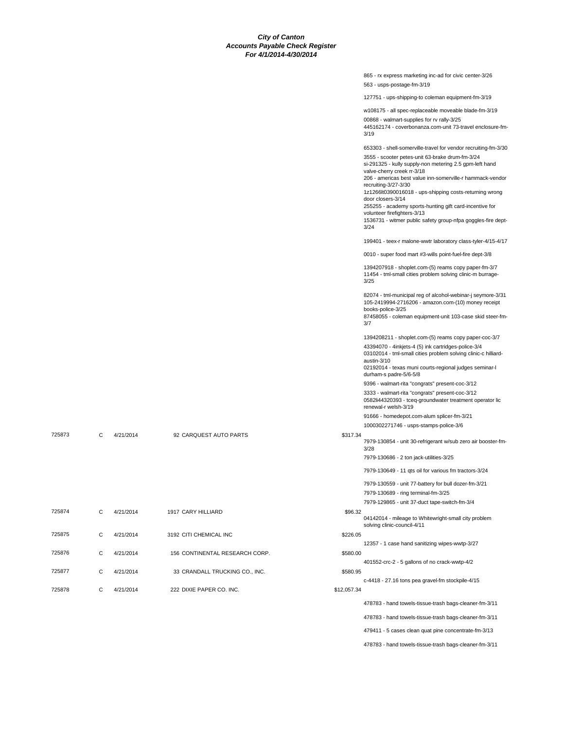**City of Canton**
**Accounts Payable Check Register**
**For 4/1/2014-4/30/2014**

| Check # | Type | Date | Vendor | Amount | Description |
|---|---|---|---|---|---|
| | | | | | 865 - rx express marketing inc-ad for civic center-3/26 |
| | | | | | 563 - usps-postage-fm-3/19 |
| | | | | | 127751 - ups-shipping-to coleman equipment-fm-3/19 |
| | | | | | w108175 - all spec-replaceable moveable blade-fm-3/19 |
| | | | | | 00868 - walmart-supplies for rv rally-3/25 |
| | | | | | 445162174 - coverbonanza.com-unit 73-travel enclosure-fm-3/19 |
| | | | | | 653303 - shell-somerville-travel for vendor recruiting-fm-3/30 |
| | | | | | 3555 - scooter petes-unit 63-brake drum-fm-3/24 |
| | | | | | si-291325 - kully supply-non metering 2.5 gpm-left hand valve-cherry creek rr-3/18 |
| | | | | | 206 - americas best value inn-somerville-r hammack-vendor recruiting-3/27-3/30 |
| | | | | | 1z1266lt0390016018 - ups-shipping costs-returning wrong door closers-3/14 |
| | | | | | 255255 - academy sports-hunting gift card-incentive for volunteer firefighters-3/13 |
| | | | | | 1536731 - witmer public safety group-nfpa goggles-fire dept-3/24 |
| | | | | | 199401 - teex-r malone-wwtr laboratory class-tyler-4/15-4/17 |
| | | | | | 0010 - super food mart #3-wills point-fuel-fire dept-3/8 |
| | | | | | 1394207918 - shoplet.com-(5) reams copy paper-fm-3/7 |
| | | | | | 11454 - tml-small cities problem solving clinic-m burrage-3/25 |
| | | | | | 82074 - tml-municipal reg of alcohol-webinar-j seymore-3/31 |
| | | | | | 105-2419994-2716206 - amazon.com-(10) money receipt books-police-3/25 |
| | | | | | 87458055 - coleman equipment-unit 103-case skid steer-fm-3/7 |
| | | | | | 1394208211 - shoplet.com-(5) reams copy paper-coc-3/7 |
| | | | | | 43394070 - 4inkjets-4 (5) ink cartridges-police-3/4 |
| | | | | | 03102014 - tml-small cities problem solving clinic-c hilliard-austin-3/10 |
| | | | | | 02192014 - texas muni courts-regional judges seminar-l durham-s padre-5/6-5/8 |
| | | | | | 9396 - walmart-rita "congrats" present-coc-3/12 |
| | | | | | 3333 - walmart-rita "congrats" present-coc-3/12 |
| | | | | | 0582li44320393 - tceq-groundwater treatment operator lic renewal-r welsh-3/19 |
| | | | | | 91666 - homedepot.com-alum splicer-fm-3/21 |
| | | | | | 1000302271746 - usps-stamps-police-3/6 |
| 725873 | C | 4/21/2014 | 92 CARQUEST AUTO PARTS | $317.34 | |
| | | | | | 7979-130854 - unit 30-refrigerant w/sub zero air booster-fm-3/28 |
| | | | | | 7979-130686 - 2 ton jack-utilities-3/25 |
| | | | | | 7979-130649 - 11 qts oil for various fm tractors-3/24 |
| | | | | | 7979-130559 - unit 77-battery for bull dozer-fm-3/21 |
| | | | | | 7979-130689 - ring terminal-fm-3/25 |
| | | | | | 7979-129865 - unit 37-duct tape-switch-fm-3/4 |
| 725874 | C | 4/21/2014 | 1917 CARY HILLIARD | $96.32 | |
| | | | | | 04142014 - mileage to Whitewright-small city problem solving clinic-council-4/11 |
| 725875 | C | 4/21/2014 | 3192 CITI CHEMICAL INC | $226.05 | |
| | | | | | 12357 - 1 case hand sanitizing wipes-wwtp-3/27 |
| 725876 | C | 4/21/2014 | 156 CONTINENTAL RESEARCH CORP. | $580.00 | |
| | | | | | 401552-crc-2 - 5 gallons of no crack-wwtp-4/2 |
| 725877 | C | 4/21/2014 | 33 CRANDALL TRUCKING CO., INC. | $580.95 | |
| | | | | | c-4418 - 27.16 tons pea gravel-fm stockpile-4/15 |
| 725878 | C | 4/21/2014 | 222 DIXIE PAPER CO. INC. | $12,057.34 | |
| | | | | | 478783 - hand towels-tissue-trash bags-cleaner-fm-3/11 |
| | | | | | 478783 - hand towels-tissue-trash bags-cleaner-fm-3/11 |
| | | | | | 479411 - 5 cases clean quat pine concentrate-fm-3/13 |
| | | | | | 478783 - hand towels-tissue-trash bags-cleaner-fm-3/11 |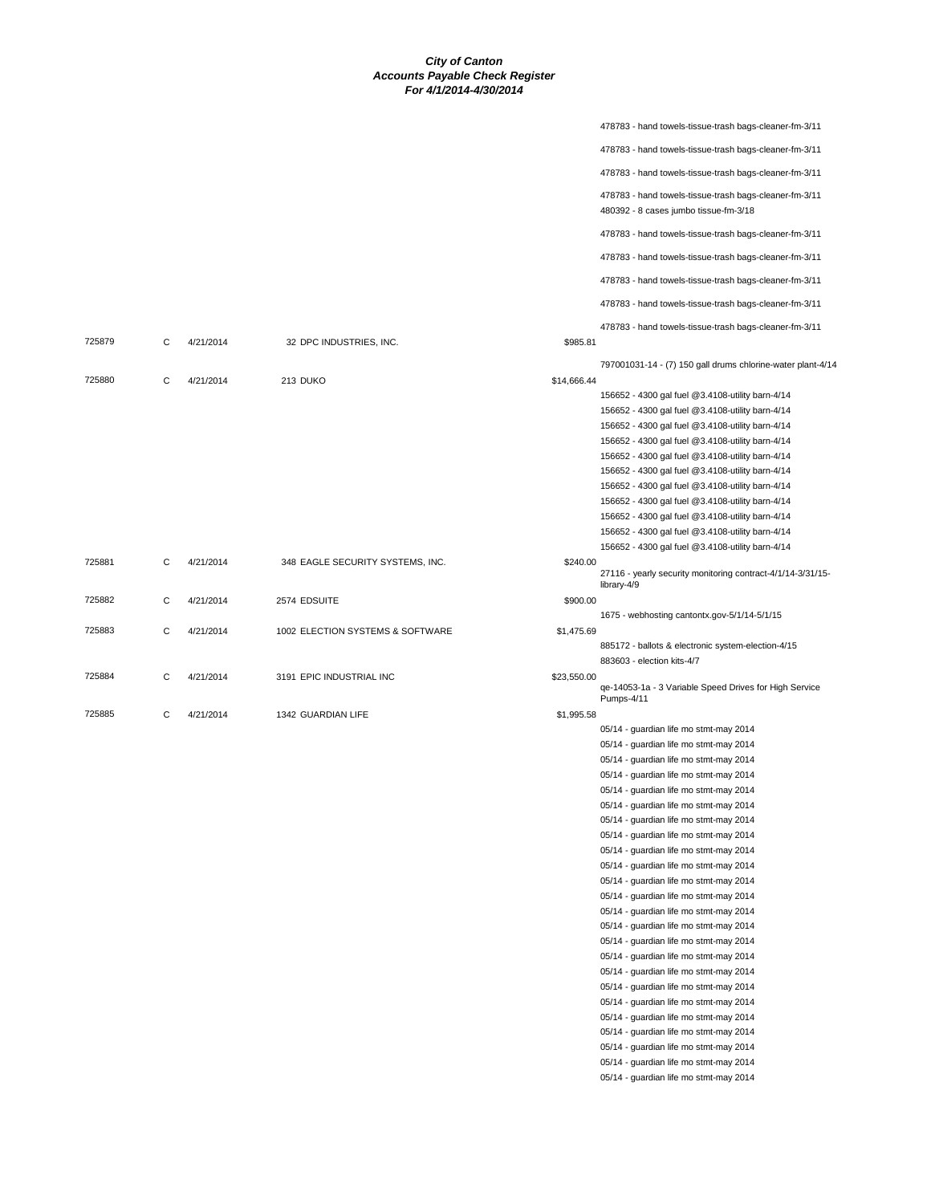# City of Canton
## Accounts Payable Check Register
### For 4/1/2014-4/30/2014

| Check | Type | Date | Vendor | Amount | Description |
|---|---|---|---|---|---|
| | | | | | 478783 - hand towels-tissue-trash bags-cleaner-fm-3/11 |
| | | | | | 478783 - hand towels-tissue-trash bags-cleaner-fm-3/11 |
| | | | | | 478783 - hand towels-tissue-trash bags-cleaner-fm-3/11 |
| | | | | | 478783 - hand towels-tissue-trash bags-cleaner-fm-3/11 |
| | | | | | 480392 - 8 cases jumbo tissue-fm-3/18 |
| | | | | | 478783 - hand towels-tissue-trash bags-cleaner-fm-3/11 |
| | | | | | 478783 - hand towels-tissue-trash bags-cleaner-fm-3/11 |
| | | | | | 478783 - hand towels-tissue-trash bags-cleaner-fm-3/11 |
| | | | | | 478783 - hand towels-tissue-trash bags-cleaner-fm-3/11 |
| | | | | | 478783 - hand towels-tissue-trash bags-cleaner-fm-3/11 |
| 725879 | C | 4/21/2014 | 32 DPC INDUSTRIES, INC. | $985.81 | |
| | | | | | 797001031-14 - (7) 150 gall drums chlorine-water plant-4/14 |
| 725880 | C | 4/21/2014 | 213 DUKO | $14,666.44 | |
| | | | | | 156652 - 4300 gal fuel @3.4108-utility barn-4/14 |
| | | | | | 156652 - 4300 gal fuel @3.4108-utility barn-4/14 |
| | | | | | 156652 - 4300 gal fuel @3.4108-utility barn-4/14 |
| | | | | | 156652 - 4300 gal fuel @3.4108-utility barn-4/14 |
| | | | | | 156652 - 4300 gal fuel @3.4108-utility barn-4/14 |
| | | | | | 156652 - 4300 gal fuel @3.4108-utility barn-4/14 |
| | | | | | 156652 - 4300 gal fuel @3.4108-utility barn-4/14 |
| | | | | | 156652 - 4300 gal fuel @3.4108-utility barn-4/14 |
| | | | | | 156652 - 4300 gal fuel @3.4108-utility barn-4/14 |
| | | | | | 156652 - 4300 gal fuel @3.4108-utility barn-4/14 |
| | | | | | 156652 - 4300 gal fuel @3.4108-utility barn-4/14 |
| 725881 | C | 4/21/2014 | 348 EAGLE SECURITY SYSTEMS, INC. | $240.00 | |
| | | | | | 27116 - yearly security monitoring contract-4/1/14-3/31/15-library-4/9 |
| 725882 | C | 4/21/2014 | 2574 EDSUITE | $900.00 | |
| | | | | | 1675 - webhosting cantontx.gov-5/1/14-5/1/15 |
| 725883 | C | 4/21/2014 | 1002 ELECTION SYSTEMS & SOFTWARE | $1,475.69 | |
| | | | | | 885172 - ballots & electronic system-election-4/15 |
| | | | | | 883603 - election kits-4/7 |
| 725884 | C | 4/21/2014 | 3191 EPIC INDUSTRIAL INC | $23,550.00 | |
| | | | | | qe-14053-1a - 3 Variable Speed Drives for High Service Pumps-4/11 |
| 725885 | C | 4/21/2014 | 1342 GUARDIAN LIFE | $1,995.58 | |
| | | | | | 05/14 - guardian life mo stmt-may 2014 |
| | | | | | 05/14 - guardian life mo stmt-may 2014 |
| | | | | | 05/14 - guardian life mo stmt-may 2014 |
| | | | | | 05/14 - guardian life mo stmt-may 2014 |
| | | | | | 05/14 - guardian life mo stmt-may 2014 |
| | | | | | 05/14 - guardian life mo stmt-may 2014 |
| | | | | | 05/14 - guardian life mo stmt-may 2014 |
| | | | | | 05/14 - guardian life mo stmt-may 2014 |
| | | | | | 05/14 - guardian life mo stmt-may 2014 |
| | | | | | 05/14 - guardian life mo stmt-may 2014 |
| | | | | | 05/14 - guardian life mo stmt-may 2014 |
| | | | | | 05/14 - guardian life mo stmt-may 2014 |
| | | | | | 05/14 - guardian life mo stmt-may 2014 |
| | | | | | 05/14 - guardian life mo stmt-may 2014 |
| | | | | | 05/14 - guardian life mo stmt-may 2014 |
| | | | | | 05/14 - guardian life mo stmt-may 2014 |
| | | | | | 05/14 - guardian life mo stmt-may 2014 |
| | | | | | 05/14 - guardian life mo stmt-may 2014 |
| | | | | | 05/14 - guardian life mo stmt-may 2014 |
| | | | | | 05/14 - guardian life mo stmt-may 2014 |
| | | | | | 05/14 - guardian life mo stmt-may 2014 |
| | | | | | 05/14 - guardian life mo stmt-may 2014 |
| | | | | | 05/14 - guardian life mo stmt-may 2014 |
| | | | | | 05/14 - guardian life mo stmt-may 2014 |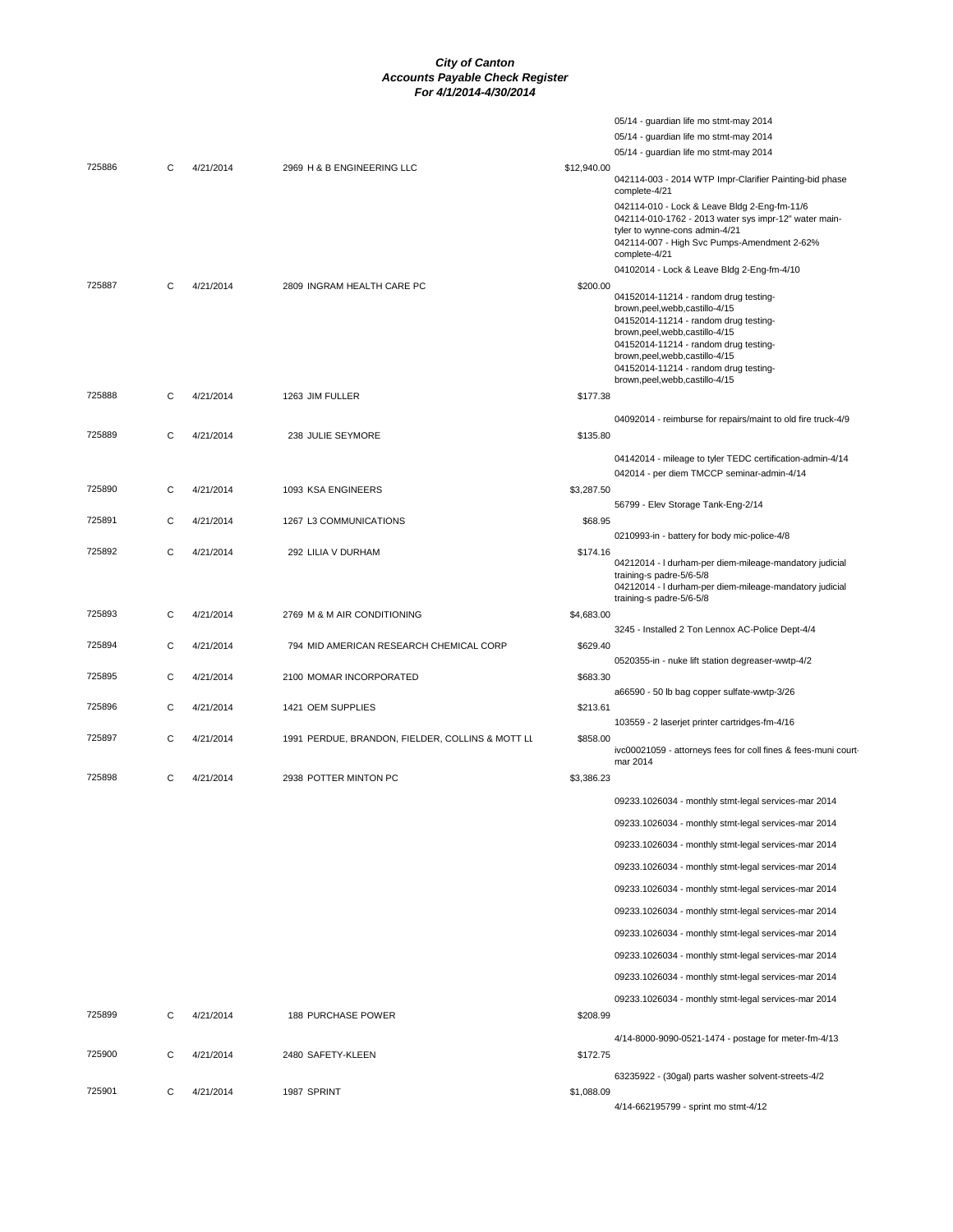# City of Canton
## Accounts Payable Check Register
### For 4/1/2014-4/30/2014

| Check # | Type | Date | Vendor | Amount | Description |
|---|---|---|---|---|---|
| | | | | | 05/14 - guardian life mo stmt-may 2014 |
| | | | | | 05/14 - guardian life mo stmt-may 2014 |
| | | | | | 05/14 - guardian life mo stmt-may 2014 |
| 725886 | C | 4/21/2014 | 2969 H & B ENGINEERING LLC | $12,940.00 | 042114-003 - 2014 WTP Impr-Clarifier Painting-bid phase complete-4/21 |
| | | | | | 042114-010 - Lock & Leave Bldg 2-Eng-fm-11/6 |
| | | | | | 042114-010-1762 - 2013 water sys impr-12" water main-tyler to wynne-cons admin-4/21 |
| | | | | | 042114-007 - High Svc Pumps-Amendment 2-62% complete-4/21 |
| | | | | | 04102014 - Lock & Leave Bldg 2-Eng-fm-4/10 |
| 725887 | C | 4/21/2014 | 2809 INGRAM HEALTH CARE PC | $200.00 | 04152014-11214 - random drug testing-brown,peel,webb,castillo-4/15 |
| | | | | | 04152014-11214 - random drug testing-brown,peel,webb,castillo-4/15 |
| | | | | | 04152014-11214 - random drug testing-brown,peel,webb,castillo-4/15 |
| | | | | | 04152014-11214 - random drug testing-brown,peel,webb,castillo-4/15 |
| 725888 | C | 4/21/2014 | 1263 JIM FULLER | $177.38 | 04092014 - reimburse for repairs/maint to old fire truck-4/9 |
| 725889 | C | 4/21/2014 | 238 JULIE SEYMORE | $135.80 | 04142014 - mileage to tyler TEDC certification-admin-4/14 |
| | | | | | 042014 - per diem TMCCP seminar-admin-4/14 |
| 725890 | C | 4/21/2014 | 1093 KSA ENGINEERS | $3,287.50 | 56799 - Elev Storage Tank-Eng-2/14 |
| 725891 | C | 4/21/2014 | 1267 L3 COMMUNICATIONS | $68.95 | 0210993-in - battery for body mic-police-4/8 |
| 725892 | C | 4/21/2014 | 292 LILIA V DURHAM | $174.16 | 04212014 - l durham-per diem-mileage-mandatory judicial training-s padre-5/6-5/8 |
| | | | | | 04212014 - l durham-per diem-mileage-mandatory judicial training-s padre-5/6-5/8 |
| 725893 | C | 4/21/2014 | 2769 M & M AIR CONDITIONING | $4,683.00 | 3245 - Installed 2 Ton Lennox AC-Police Dept-4/4 |
| 725894 | C | 4/21/2014 | 794 MID AMERICAN RESEARCH CHEMICAL CORP | $629.40 | 0520355-in - nuke lift station degreaser-wwtp-4/2 |
| 725895 | C | 4/21/2014 | 2100 MOMAR INCORPORATED | $683.30 | a66590 - 50 lb bag copper sulfate-wwtp-3/26 |
| 725896 | C | 4/21/2014 | 1421 OEM SUPPLIES | $213.61 | 103559 - 2 laserjet printer cartridges-fm-4/16 |
| 725897 | C | 4/21/2014 | 1991 PERDUE, BRANDON, FIELDER, COLLINS & MOTT LL | $858.00 | ivc00021059 - attorneys fees for coll fines & fees-muni court-mar 2014 |
| 725898 | C | 4/21/2014 | 2938 POTTER MINTON PC | $3,386.23 | 09233.1026034 - monthly stmt-legal services-mar 2014 |
| | | | | | 09233.1026034 - monthly stmt-legal services-mar 2014 |
| | | | | | 09233.1026034 - monthly stmt-legal services-mar 2014 |
| | | | | | 09233.1026034 - monthly stmt-legal services-mar 2014 |
| | | | | | 09233.1026034 - monthly stmt-legal services-mar 2014 |
| | | | | | 09233.1026034 - monthly stmt-legal services-mar 2014 |
| | | | | | 09233.1026034 - monthly stmt-legal services-mar 2014 |
| | | | | | 09233.1026034 - monthly stmt-legal services-mar 2014 |
| | | | | | 09233.1026034 - monthly stmt-legal services-mar 2014 |
| | | | | | 09233.1026034 - monthly stmt-legal services-mar 2014 |
| 725899 | C | 4/21/2014 | 188 PURCHASE POWER | $208.99 | 4/14-8000-9090-0521-1474 - postage for meter-fm-4/13 |
| 725900 | C | 4/21/2014 | 2480 SAFETY-KLEEN | $172.75 | 63235922 - (30gal) parts washer solvent-streets-4/2 |
| 725901 | C | 4/21/2014 | 1987 SPRINT | $1,088.09 | 4/14-662195799 - sprint mo stmt-4/12 |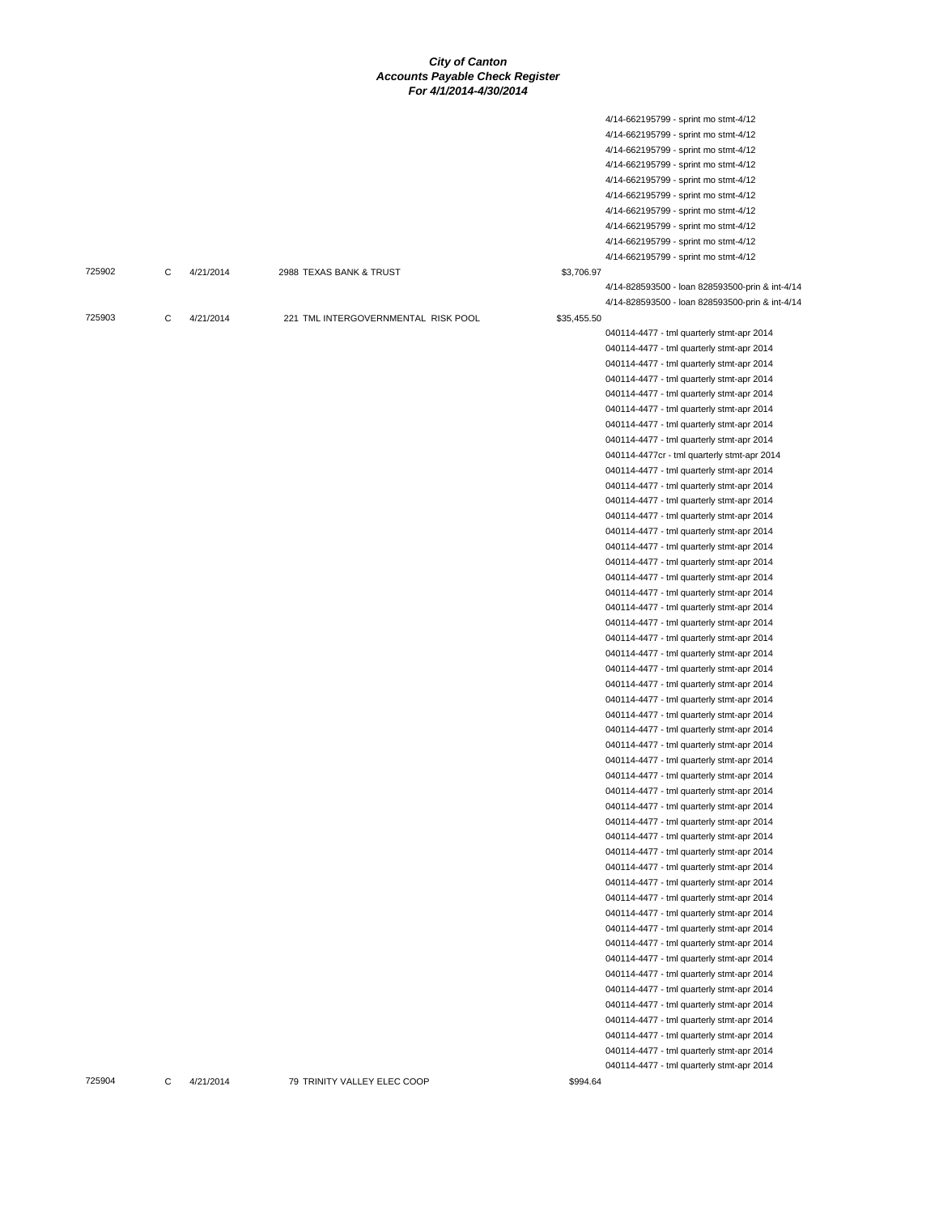**City of Canton**
**Accounts Payable Check Register**
**For 4/1/2014-4/30/2014**

| Check # | Type | Date | Vendor | Amount | Description |
|---|---|---|---|---|---|
| | | | | | 4/14-662195799 - sprint mo stmt-4/12 |
| | | | | | 4/14-662195799 - sprint mo stmt-4/12 |
| | | | | | 4/14-662195799 - sprint mo stmt-4/12 |
| | | | | | 4/14-662195799 - sprint mo stmt-4/12 |
| | | | | | 4/14-662195799 - sprint mo stmt-4/12 |
| | | | | | 4/14-662195799 - sprint mo stmt-4/12 |
| | | | | | 4/14-662195799 - sprint mo stmt-4/12 |
| | | | | | 4/14-662195799 - sprint mo stmt-4/12 |
| | | | | | 4/14-662195799 - sprint mo stmt-4/12 |
| | | | | | 4/14-662195799 - sprint mo stmt-4/12 |
| 725902 | C | 4/21/2014 | 2988 TEXAS BANK & TRUST | $3,706.97 | |
| | | | | | 4/14-828593500 - loan 828593500-prin & int-4/14 |
| | | | | | 4/14-828593500 - loan 828593500-prin & int-4/14 |
| 725903 | C | 4/21/2014 | 221 TML INTERGOVERNMENTAL RISK POOL | $35,455.50 | |
| | | | | | 040114-4477 - tml quarterly stmt-apr 2014 |
| | | | | | 040114-4477 - tml quarterly stmt-apr 2014 |
| | | | | | 040114-4477 - tml quarterly stmt-apr 2014 |
| | | | | | 040114-4477 - tml quarterly stmt-apr 2014 |
| | | | | | 040114-4477 - tml quarterly stmt-apr 2014 |
| | | | | | 040114-4477 - tml quarterly stmt-apr 2014 |
| | | | | | 040114-4477 - tml quarterly stmt-apr 2014 |
| | | | | | 040114-4477 - tml quarterly stmt-apr 2014 |
| | | | | | 040114-4477cr - tml quarterly stmt-apr 2014 |
| | | | | | 040114-4477 - tml quarterly stmt-apr 2014 |
| | | | | | 040114-4477 - tml quarterly stmt-apr 2014 |
| | | | | | 040114-4477 - tml quarterly stmt-apr 2014 |
| | | | | | 040114-4477 - tml quarterly stmt-apr 2014 |
| | | | | | 040114-4477 - tml quarterly stmt-apr 2014 |
| | | | | | 040114-4477 - tml quarterly stmt-apr 2014 |
| | | | | | 040114-4477 - tml quarterly stmt-apr 2014 |
| | | | | | 040114-4477 - tml quarterly stmt-apr 2014 |
| | | | | | 040114-4477 - tml quarterly stmt-apr 2014 |
| | | | | | 040114-4477 - tml quarterly stmt-apr 2014 |
| | | | | | 040114-4477 - tml quarterly stmt-apr 2014 |
| | | | | | 040114-4477 - tml quarterly stmt-apr 2014 |
| | | | | | 040114-4477 - tml quarterly stmt-apr 2014 |
| | | | | | 040114-4477 - tml quarterly stmt-apr 2014 |
| | | | | | 040114-4477 - tml quarterly stmt-apr 2014 |
| | | | | | 040114-4477 - tml quarterly stmt-apr 2014 |
| | | | | | 040114-4477 - tml quarterly stmt-apr 2014 |
| | | | | | 040114-4477 - tml quarterly stmt-apr 2014 |
| | | | | | 040114-4477 - tml quarterly stmt-apr 2014 |
| | | | | | 040114-4477 - tml quarterly stmt-apr 2014 |
| | | | | | 040114-4477 - tml quarterly stmt-apr 2014 |
| | | | | | 040114-4477 - tml quarterly stmt-apr 2014 |
| | | | | | 040114-4477 - tml quarterly stmt-apr 2014 |
| | | | | | 040114-4477 - tml quarterly stmt-apr 2014 |
| | | | | | 040114-4477 - tml quarterly stmt-apr 2014 |
| | | | | | 040114-4477 - tml quarterly stmt-apr 2014 |
| | | | | | 040114-4477 - tml quarterly stmt-apr 2014 |
| | | | | | 040114-4477 - tml quarterly stmt-apr 2014 |
| | | | | | 040114-4477 - tml quarterly stmt-apr 2014 |
| | | | | | 040114-4477 - tml quarterly stmt-apr 2014 |
| | | | | | 040114-4477 - tml quarterly stmt-apr 2014 |
| | | | | | 040114-4477 - tml quarterly stmt-apr 2014 |
| | | | | | 040114-4477 - tml quarterly stmt-apr 2014 |
| | | | | | 040114-4477 - tml quarterly stmt-apr 2014 |
| | | | | | 040114-4477 - tml quarterly stmt-apr 2014 |
| | | | | | 040114-4477 - tml quarterly stmt-apr 2014 |
| | | | | | 040114-4477 - tml quarterly stmt-apr 2014 |
| | | | | | 040114-4477 - tml quarterly stmt-apr 2014 |
| | | | | | 040114-4477 - tml quarterly stmt-apr 2014 |
| | | | | | 040114-4477 - tml quarterly stmt-apr 2014 |
| | | | | | 040114-4477 - tml quarterly stmt-apr 2014 |
| 725904 | C | 4/21/2014 | 79 TRINITY VALLEY ELEC COOP | $994.64 | |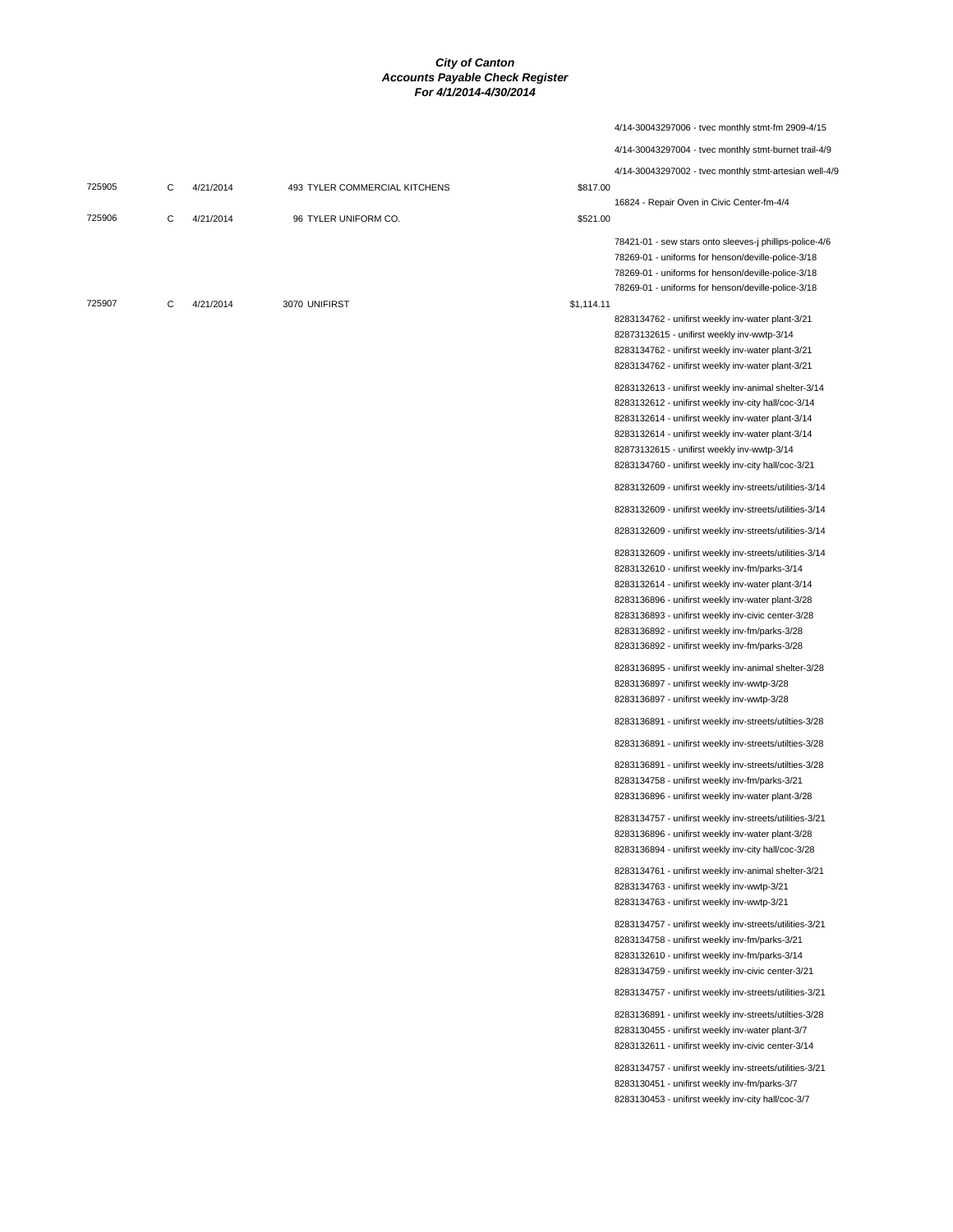**City of Canton**
**Accounts Payable Check Register**
**For 4/1/2014-4/30/2014**

| Check | Type | Date | Vendor | Amount | Description |
|---|---|---|---|---|---|
| | | | | | 4/14-30043297006 - tvec monthly stmt-fm 2909-4/15 |
| | | | | | 4/14-30043297004 - tvec monthly stmt-burnet trail-4/9 |
| | | | | | 4/14-30043297002 - tvec monthly stmt-artesian well-4/9 |
| 725905 | C | 4/21/2014 | 493 TYLER COMMERCIAL KITCHENS | $817.00 | |
| | | | | | 16824 - Repair Oven in Civic Center-fm-4/4 |
| 725906 | C | 4/21/2014 | 96 TYLER UNIFORM CO. | $521.00 | |
| | | | | | 78421-01 - sew stars onto sleeves-j phillips-police-4/6 |
| | | | | | 78269-01 - uniforms for henson/deville-police-3/18 |
| | | | | | 78269-01 - uniforms for henson/deville-police-3/18 |
| | | | | | 78269-01 - uniforms for henson/deville-police-3/18 |
| 725907 | C | 4/21/2014 | 3070 UNIFIRST | $1,114.11 | |
| | | | | | 8283134762 - unifirst weekly inv-water plant-3/21 |
| | | | | | 82873132615 - unifirst weekly inv-wwtp-3/14 |
| | | | | | 8283134762 - unifirst weekly inv-water plant-3/21 |
| | | | | | 8283134762 - unifirst weekly inv-water plant-3/21 |
| | | | | | 8283132613 - unifirst weekly inv-animal shelter-3/14 |
| | | | | | 8283132612 - unifirst weekly inv-city hall/coc-3/14 |
| | | | | | 8283132614 - unifirst weekly inv-water plant-3/14 |
| | | | | | 8283132614 - unifirst weekly inv-water plant-3/14 |
| | | | | | 82873132615 - unifirst weekly inv-wwtp-3/14 |
| | | | | | 8283134760 - unifirst weekly inv-city hall/coc-3/21 |
| | | | | | 8283132609 - unifirst weekly inv-streets/utilities-3/14 |
| | | | | | 8283132609 - unifirst weekly inv-streets/utilities-3/14 |
| | | | | | 8283132609 - unifirst weekly inv-streets/utilities-3/14 |
| | | | | | 8283132609 - unifirst weekly inv-streets/utilities-3/14 |
| | | | | | 8283132610 - unifirst weekly inv-fm/parks-3/14 |
| | | | | | 8283132614 - unifirst weekly inv-water plant-3/14 |
| | | | | | 8283136896 - unifirst weekly inv-water plant-3/28 |
| | | | | | 8283136893 - unifirst weekly inv-civic center-3/28 |
| | | | | | 8283136892 - unifirst weekly inv-fm/parks-3/28 |
| | | | | | 8283136892 - unifirst weekly inv-fm/parks-3/28 |
| | | | | | 8283136895 - unifirst weekly inv-animal shelter-3/28 |
| | | | | | 8283136897 - unifirst weekly inv-wwtp-3/28 |
| | | | | | 8283136897 - unifirst weekly inv-wwtp-3/28 |
| | | | | | 8283136891 - unifirst weekly inv-streets/utilties-3/28 |
| | | | | | 8283136891 - unifirst weekly inv-streets/utilties-3/28 |
| | | | | | 8283136891 - unifirst weekly inv-streets/utilties-3/28 |
| | | | | | 8283134758 - unifirst weekly inv-fm/parks-3/21 |
| | | | | | 8283136896 - unifirst weekly inv-water plant-3/28 |
| | | | | | 8283134757 - unifirst weekly inv-streets/utilities-3/21 |
| | | | | | 8283136896 - unifirst weekly inv-water plant-3/28 |
| | | | | | 8283136894 - unifirst weekly inv-city hall/coc-3/28 |
| | | | | | 8283134761 - unifirst weekly inv-animal shelter-3/21 |
| | | | | | 8283134763 - unifirst weekly inv-wwtp-3/21 |
| | | | | | 8283134763 - unifirst weekly inv-wwtp-3/21 |
| | | | | | 8283134757 - unifirst weekly inv-streets/utilities-3/21 |
| | | | | | 8283134758 - unifirst weekly inv-fm/parks-3/21 |
| | | | | | 8283132610 - unifirst weekly inv-fm/parks-3/14 |
| | | | | | 8283134759 - unifirst weekly inv-civic center-3/21 |
| | | | | | 8283134757 - unifirst weekly inv-streets/utilities-3/21 |
| | | | | | 8283136891 - unifirst weekly inv-streets/utilties-3/28 |
| | | | | | 8283130455 - unifirst weekly inv-water plant-3/7 |
| | | | | | 8283132611 - unifirst weekly inv-civic center-3/14 |
| | | | | | 8283134757 - unifirst weekly inv-streets/utilities-3/21 |
| | | | | | 8283130451 - unifirst weekly inv-fm/parks-3/7 |
| | | | | | 8283130453 - unifirst weekly inv-city hall/coc-3/7 |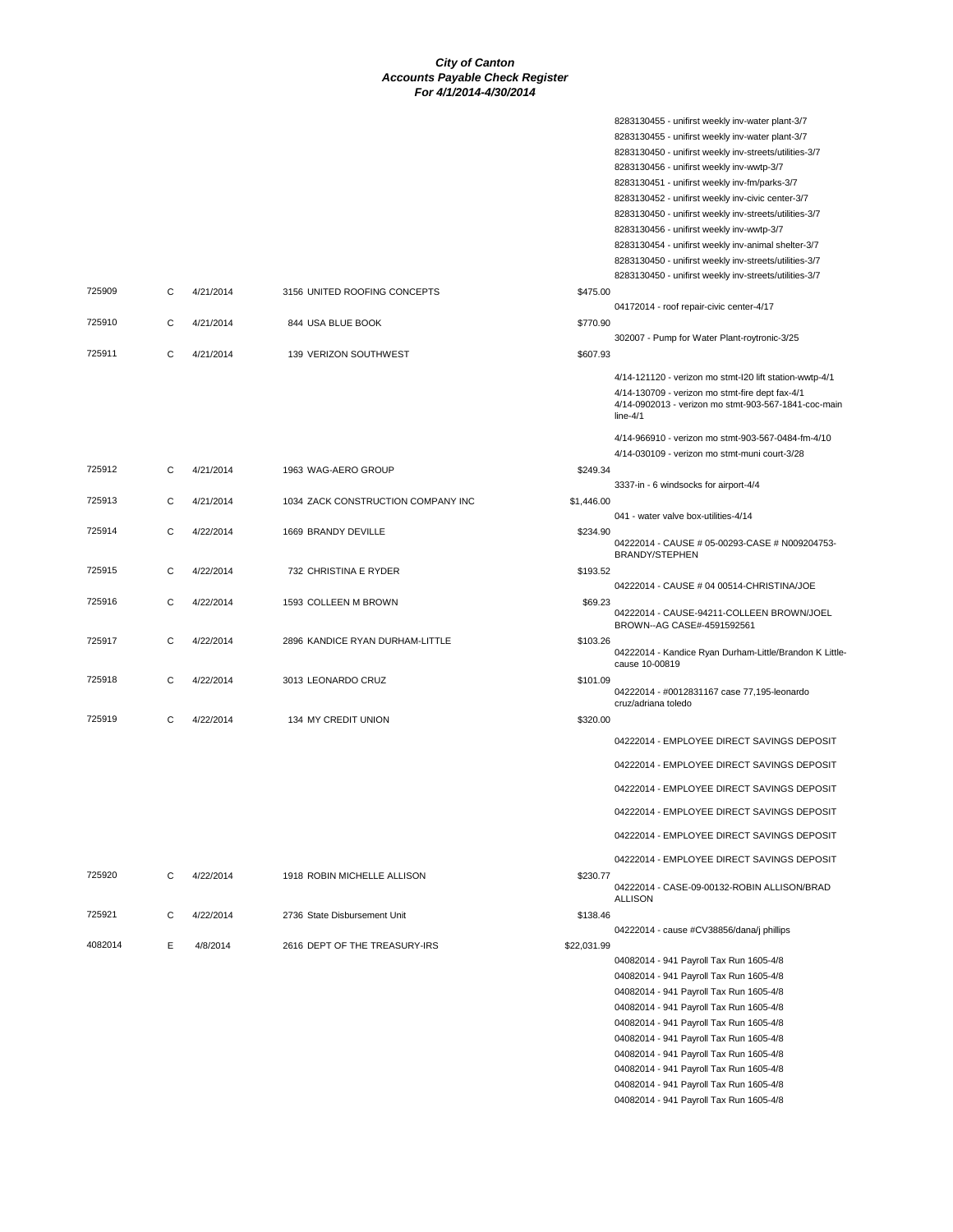# City of Canton
## Accounts Payable Check Register
### For 4/1/2014-4/30/2014

| Check # | Type | Date | Vendor | Amount | Description |
|---|---|---|---|---|---|
| | | | | | 8283130455 - unifirst weekly inv-water plant-3/7 |
| | | | | | 8283130455 - unifirst weekly inv-water plant-3/7 |
| | | | | | 8283130450 - unifirst weekly inv-streets/utilities-3/7 |
| | | | | | 8283130456 - unifirst weekly inv-wwtp-3/7 |
| | | | | | 8283130451 - unifirst weekly inv-fm/parks-3/7 |
| | | | | | 8283130452 - unifirst weekly inv-civic center-3/7 |
| | | | | | 8283130450 - unifirst weekly inv-streets/utilities-3/7 |
| | | | | | 8283130456 - unifirst weekly inv-wwtp-3/7 |
| | | | | | 8283130454 - unifirst weekly inv-animal shelter-3/7 |
| | | | | | 8283130450 - unifirst weekly inv-streets/utilities-3/7 |
| | | | | | 8283130450 - unifirst weekly inv-streets/utilities-3/7 |
| 725909 | C | 4/21/2014 | 3156 UNITED ROOFING CONCEPTS | $475.00 | |
| | | | | | 04172014 - roof repair-civic center-4/17 |
| 725910 | C | 4/21/2014 | 844 USA BLUE BOOK | $770.90 | |
| | | | | | 302007 - Pump for Water Plant-roytronic-3/25 |
| 725911 | C | 4/21/2014 | 139 VERIZON SOUTHWEST | $607.93 | |
| | | | | | 4/14-121120 - verizon mo stmt-I20 lift station-wwtp-4/1 |
| | | | | | 4/14-130709 - verizon mo stmt-fire dept fax-4/1 |
| | | | | | 4/14-0902013 - verizon mo stmt-903-567-1841-coc-main line-4/1 |
| | | | | | 4/14-966910 - verizon mo stmt-903-567-0484-fm-4/10 |
| | | | | | 4/14-030109 - verizon mo stmt-muni court-3/28 |
| 725912 | C | 4/21/2014 | 1963 WAG-AERO GROUP | $249.34 | |
| | | | | | 3337-in - 6 windsocks for airport-4/4 |
| 725913 | C | 4/21/2014 | 1034 ZACK CONSTRUCTION COMPANY INC | $1,446.00 | |
| | | | | | 041 - water valve box-utilities-4/14 |
| 725914 | C | 4/22/2014 | 1669 BRANDY DEVILLE | $234.90 | |
| | | | | | 04222014 - CAUSE # 05-00293-CASE # N009204753-BRANDY/STEPHEN |
| 725915 | C | 4/22/2014 | 732 CHRISTINA E RYDER | $193.52 | |
| | | | | | 04222014 - CAUSE # 04 00514-CHRISTINA/JOE |
| 725916 | C | 4/22/2014 | 1593 COLLEEN M BROWN | $69.23 | |
| | | | | | 04222014 - CAUSE-94211-COLLEEN BROWN/JOEL BROWN--AG CASE#-4591592561 |
| 725917 | C | 4/22/2014 | 2896 KANDICE RYAN DURHAM-LITTLE | $103.26 | |
| | | | | | 04222014 - Kandice Ryan Durham-Little/Brandon K Little-cause 10-00819 |
| 725918 | C | 4/22/2014 | 3013 LEONARDO CRUZ | $101.09 | |
| | | | | | 04222014 - #0012831167 case 77,195-leonardo cruz/adriana toledo |
| 725919 | C | 4/22/2014 | 134 MY CREDIT UNION | $320.00 | |
| | | | | | 04222014 - EMPLOYEE DIRECT SAVINGS DEPOSIT |
| | | | | | 04222014 - EMPLOYEE DIRECT SAVINGS DEPOSIT |
| | | | | | 04222014 - EMPLOYEE DIRECT SAVINGS DEPOSIT |
| | | | | | 04222014 - EMPLOYEE DIRECT SAVINGS DEPOSIT |
| | | | | | 04222014 - EMPLOYEE DIRECT SAVINGS DEPOSIT |
| | | | | | 04222014 - EMPLOYEE DIRECT SAVINGS DEPOSIT |
| 725920 | C | 4/22/2014 | 1918 ROBIN MICHELLE ALLISON | $230.77 | |
| | | | | | 04222014 - CASE-09-00132-ROBIN ALLISON/BRAD ALLISON |
| 725921 | C | 4/22/2014 | 2736 State Disbursement Unit | $138.46 | |
| | | | | | 04222014 - cause #CV38856/dana/j phillips |
| 4082014 | E | 4/8/2014 | 2616 DEPT OF THE TREASURY-IRS | $22,031.99 | |
| | | | | | 04082014 - 941 Payroll Tax Run 1605-4/8 |
| | | | | | 04082014 - 941 Payroll Tax Run 1605-4/8 |
| | | | | | 04082014 - 941 Payroll Tax Run 1605-4/8 |
| | | | | | 04082014 - 941 Payroll Tax Run 1605-4/8 |
| | | | | | 04082014 - 941 Payroll Tax Run 1605-4/8 |
| | | | | | 04082014 - 941 Payroll Tax Run 1605-4/8 |
| | | | | | 04082014 - 941 Payroll Tax Run 1605-4/8 |
| | | | | | 04082014 - 941 Payroll Tax Run 1605-4/8 |
| | | | | | 04082014 - 941 Payroll Tax Run 1605-4/8 |
| | | | | | 04082014 - 941 Payroll Tax Run 1605-4/8 |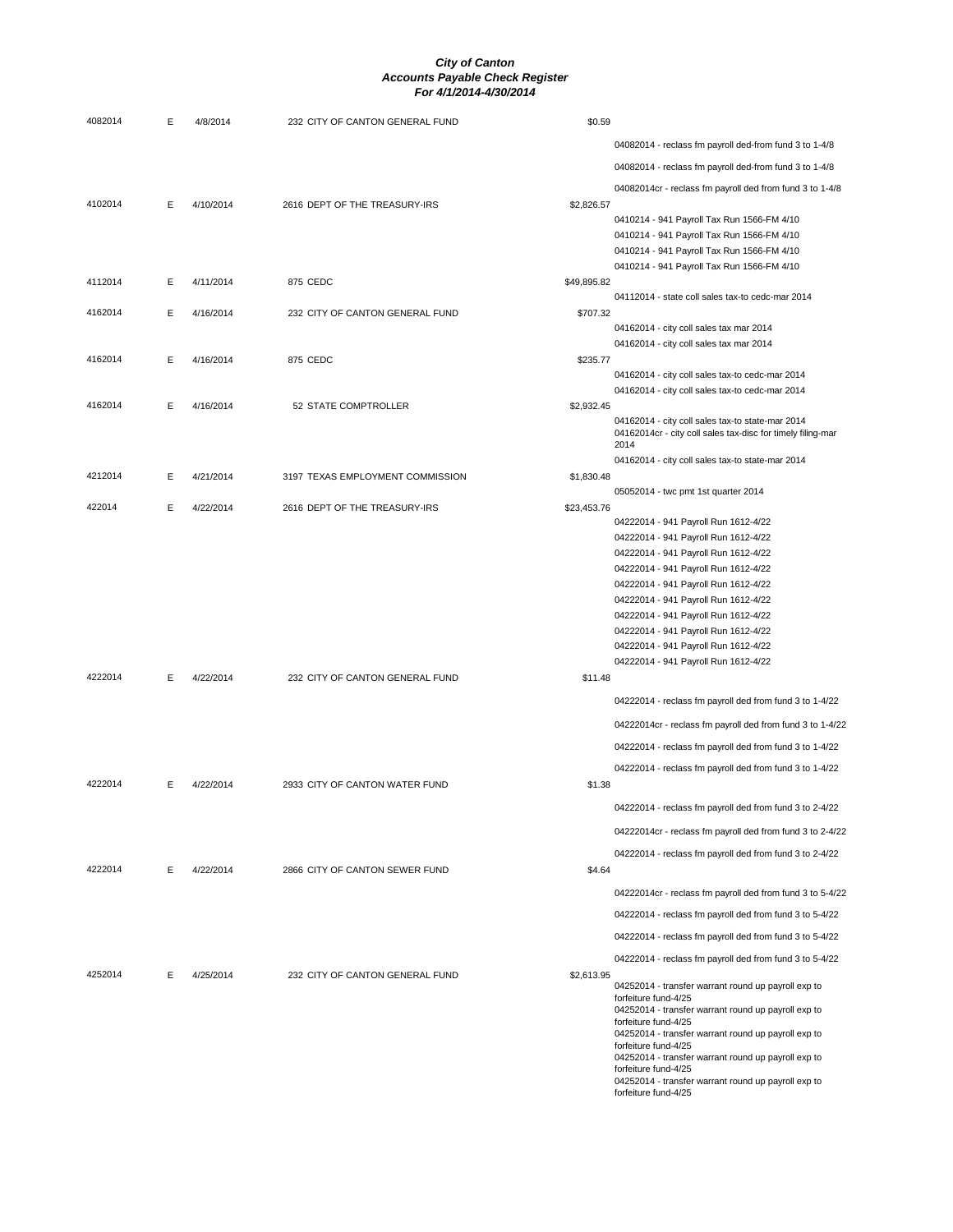# City of Canton
## Accounts Payable Check Register
### For 4/1/2014-4/30/2014

| Check | Type | Date | Vendor | Amount | Description |
|---|---|---|---|---|---|
| 4082014 | E | 4/8/2014 | 232 CITY OF CANTON GENERAL FUND | $0.59 | |
| | | | | | 04082014 - reclass fm payroll ded-from fund 3 to 1-4/8 |
| | | | | | 04082014 - reclass fm payroll ded-from fund 3 to 1-4/8 |
| | | | | | 04082014cr - reclass fm payroll ded from fund 3 to 1-4/8 |
| 4102014 | E | 4/10/2014 | 2616 DEPT OF THE TREASURY-IRS | $2,826.57 | |
| | | | | | 0410214 - 941 Payroll Tax Run 1566-FM 4/10 |
| | | | | | 0410214 - 941 Payroll Tax Run 1566-FM 4/10 |
| | | | | | 0410214 - 941 Payroll Tax Run 1566-FM 4/10 |
| | | | | | 0410214 - 941 Payroll Tax Run 1566-FM 4/10 |
| 4112014 | E | 4/11/2014 | 875 CEDC | $49,895.82 | |
| | | | | | 04112014 - state coll sales tax-to cedc-mar 2014 |
| 4162014 | E | 4/16/2014 | 232 CITY OF CANTON GENERAL FUND | $707.32 | |
| | | | | | 04162014 - city coll sales tax mar 2014 |
| | | | | | 04162014 - city coll sales tax mar 2014 |
| 4162014 | E | 4/16/2014 | 875 CEDC | $235.77 | |
| | | | | | 04162014 - city coll sales tax-to cedc-mar 2014 |
| | | | | | 04162014 - city coll sales tax-to cedc-mar 2014 |
| 4162014 | E | 4/16/2014 | 52 STATE COMPTROLLER | $2,932.45 | |
| | | | | | 04162014 - city coll sales tax-to state-mar 2014 |
| | | | | | 04162014cr - city coll sales tax-disc for timely filing-mar 2014 |
| | | | | | 04162014 - city coll sales tax-to state-mar 2014 |
| 4212014 | E | 4/21/2014 | 3197 TEXAS EMPLOYMENT COMMISSION | $1,830.48 | |
| | | | | | 05052014 - twc pmt 1st quarter 2014 |
| 422014 | E | 4/22/2014 | 2616 DEPT OF THE TREASURY-IRS | $23,453.76 | |
| | | | | | 04222014 - 941 Payroll Run 1612-4/22 |
| | | | | | 04222014 - 941 Payroll Run 1612-4/22 |
| | | | | | 04222014 - 941 Payroll Run 1612-4/22 |
| | | | | | 04222014 - 941 Payroll Run 1612-4/22 |
| | | | | | 04222014 - 941 Payroll Run 1612-4/22 |
| | | | | | 04222014 - 941 Payroll Run 1612-4/22 |
| | | | | | 04222014 - 941 Payroll Run 1612-4/22 |
| | | | | | 04222014 - 941 Payroll Run 1612-4/22 |
| | | | | | 04222014 - 941 Payroll Run 1612-4/22 |
| | | | | | 04222014 - 941 Payroll Run 1612-4/22 |
| 4222014 | E | 4/22/2014 | 232 CITY OF CANTON GENERAL FUND | $11.48 | |
| | | | | | 04222014 - reclass fm payroll ded from fund 3 to 1-4/22 |
| | | | | | 04222014cr - reclass fm payroll ded from fund 3 to 1-4/22 |
| | | | | | 04222014 - reclass fm payroll ded from fund 3 to 1-4/22 |
| | | | | | 04222014 - reclass fm payroll ded from fund 3 to 1-4/22 |
| 4222014 | E | 4/22/2014 | 2933 CITY OF CANTON WATER FUND | $1.38 | |
| | | | | | 04222014 - reclass fm payroll ded from fund 3 to 2-4/22 |
| | | | | | 04222014cr - reclass fm payroll ded from fund 3 to 2-4/22 |
| | | | | | 04222014 - reclass fm payroll ded from fund 3 to 2-4/22 |
| 4222014 | E | 4/22/2014 | 2866 CITY OF CANTON SEWER FUND | $4.64 | |
| | | | | | 04222014cr - reclass fm payroll ded from fund 3 to 5-4/22 |
| | | | | | 04222014 - reclass fm payroll ded from fund 3 to 5-4/22 |
| | | | | | 04222014 - reclass fm payroll ded from fund 3 to 5-4/22 |
| | | | | | 04222014 - reclass fm payroll ded from fund 3 to 5-4/22 |
| 4252014 | E | 4/25/2014 | 232 CITY OF CANTON GENERAL FUND | $2,613.95 | |
| | | | | | 04252014 - transfer warrant round up payroll exp to forfeiture fund-4/25 |
| | | | | | 04252014 - transfer warrant round up payroll exp to forfeiture fund-4/25 |
| | | | | | 04252014 - transfer warrant round up payroll exp to forfeiture fund-4/25 |
| | | | | | 04252014 - transfer warrant round up payroll exp to forfeiture fund-4/25 |
| | | | | | 04252014 - transfer warrant round up payroll exp to forfeiture fund-4/25 |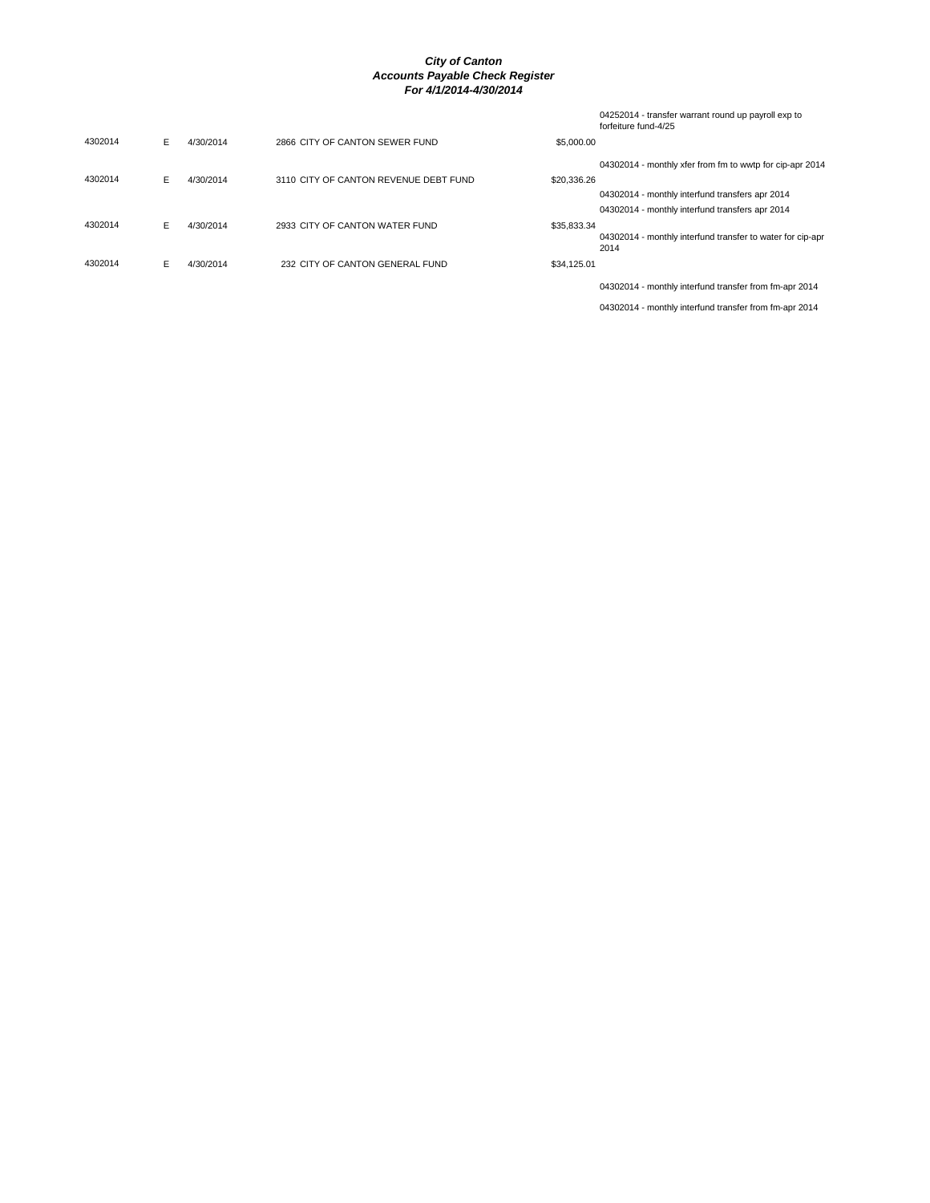***City of Canton***
***Accounts Payable Check Register***
***For 4/1/2014-4/30/2014***

| | | | | | |
|---|---|---|---|---|---|
| | | | | | 04252014 - transfer warrant round up payroll exp to forfeiture fund-4/25 |
| 4302014 | E | 4/30/2014 | 2866 CITY OF CANTON SEWER FUND | $5,000.00 | |
| | | | | | 04302014 - monthly xfer from fm to wwtp for cip-apr 2014 |
| 4302014 | E | 4/30/2014 | 3110 CITY OF CANTON REVENUE DEBT FUND | $20,336.26 | |
| | | | | | 04302014 - monthly interfund transfers apr 2014 |
| | | | | | 04302014 - monthly interfund transfers apr 2014 |
| 4302014 | E | 4/30/2014 | 2933 CITY OF CANTON WATER FUND | $35,833.34 | |
| | | | | | 04302014 - monthly interfund transfer to water for cip-apr 2014 |
| 4302014 | E | 4/30/2014 | 232 CITY OF CANTON GENERAL FUND | $34,125.01 | |
| | | | | | 04302014 - monthly interfund transfer from fm-apr 2014 |
| | | | | | 04302014 - monthly interfund transfer from fm-apr 2014 |